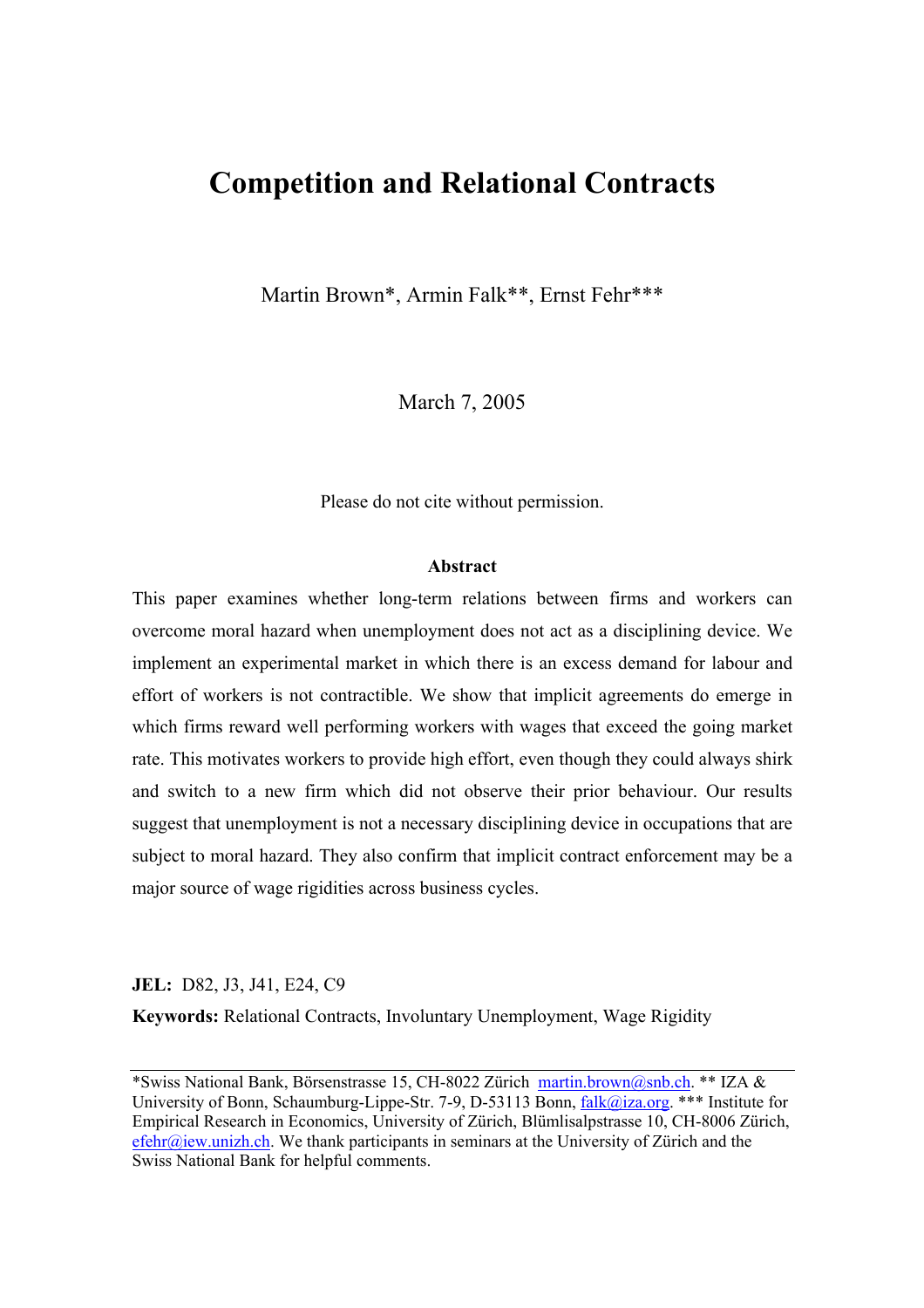# Competition and Relational Contracts

Martin Brown*, Armin Falk**, Ernst Fehr***

March 7, 2005

Please do not cite without permission.

### Abstract

This paper examines whether long-term relations between firms and workers can overcome moral hazard when unemployment does not act as a disciplining device. We implement an experimental market in which there is an excess demand for labour and effort of workers is not contractible. We show that implicit agreements do emerge in which firms reward well performing workers with wages that exceed the going market rate. This motivates workers to provide high effort, even though they could always shirk and switch to a new firm which did not observe their prior behaviour. Our results suggest that unemployment is not a necessary disciplining device in occupations that are subject to moral hazard. They also confirm that implicit contract enforcement may be a major source of wage rigidities across business cycles.

**JEL:** D82, J3, J41, E24, C9

**Keywords:** Relational Contracts, Involuntary Unemployment, Wage Rigidity

---

*Swiss National Bank, Börsenstrasse 15, CH-8022 Zürich martin.brown@snb.ch. ** IZA & University of Bonn, Schaumburg-Lippe-Str. 7-9, D-53113 Bonn, falk@iza.org. *** Institute for Empirical Research in Economics, University of Zürich, Blümlisalpstrasse 10, CH-8006 Zürich, efehr@iew.unizh.ch. We thank participants in seminars at the University of Zürich and the Swiss National Bank for helpful comments.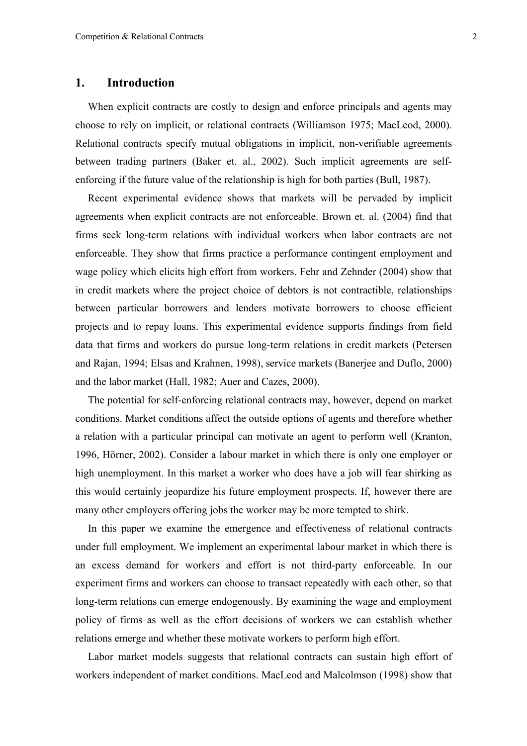## 1. Introduction

When explicit contracts are costly to design and enforce principals and agents may choose to rely on implicit, or relational contracts (Williamson 1975; MacLeod, 2000). Relational contracts specify mutual obligations in implicit, non-verifiable agreements between trading partners (Baker et. al., 2002). Such implicit agreements are self-enforcing if the future value of the relationship is high for both parties (Bull, 1987).

Recent experimental evidence shows that markets will be pervaded by implicit agreements when explicit contracts are not enforceable. Brown et. al. (2004) find that firms seek long-term relations with individual workers when labor contracts are not enforceable. They show that firms practice a performance contingent employment and wage policy which elicits high effort from workers. Fehr and Zehnder (2004) show that in credit markets where the project choice of debtors is not contractible, relationships between particular borrowers and lenders motivate borrowers to choose efficient projects and to repay loans. This experimental evidence supports findings from field data that firms and workers do pursue long-term relations in credit markets (Petersen and Rajan, 1994; Elsas and Krahnen, 1998), service markets (Banerjee and Duflo, 2000) and the labor market (Hall, 1982; Auer and Cazes, 2000).

The potential for self-enforcing relational contracts may, however, depend on market conditions. Market conditions affect the outside options of agents and therefore whether a relation with a particular principal can motivate an agent to perform well (Kranton, 1996, Hörner, 2002). Consider a labour market in which there is only one employer or high unemployment. In this market a worker who does have a job will fear shirking as this would certainly jeopardize his future employment prospects. If, however there are many other employers offering jobs the worker may be more tempted to shirk.

In this paper we examine the emergence and effectiveness of relational contracts under full employment. We implement an experimental labour market in which there is an excess demand for workers and effort is not third-party enforceable. In our experiment firms and workers can choose to transact repeatedly with each other, so that long-term relations can emerge endogenously. By examining the wage and employment policy of firms as well as the effort decisions of workers we can establish whether relations emerge and whether these motivate workers to perform high effort.

Labor market models suggests that relational contracts can sustain high effort of workers independent of market conditions. MacLeod and Malcolmson (1998) show that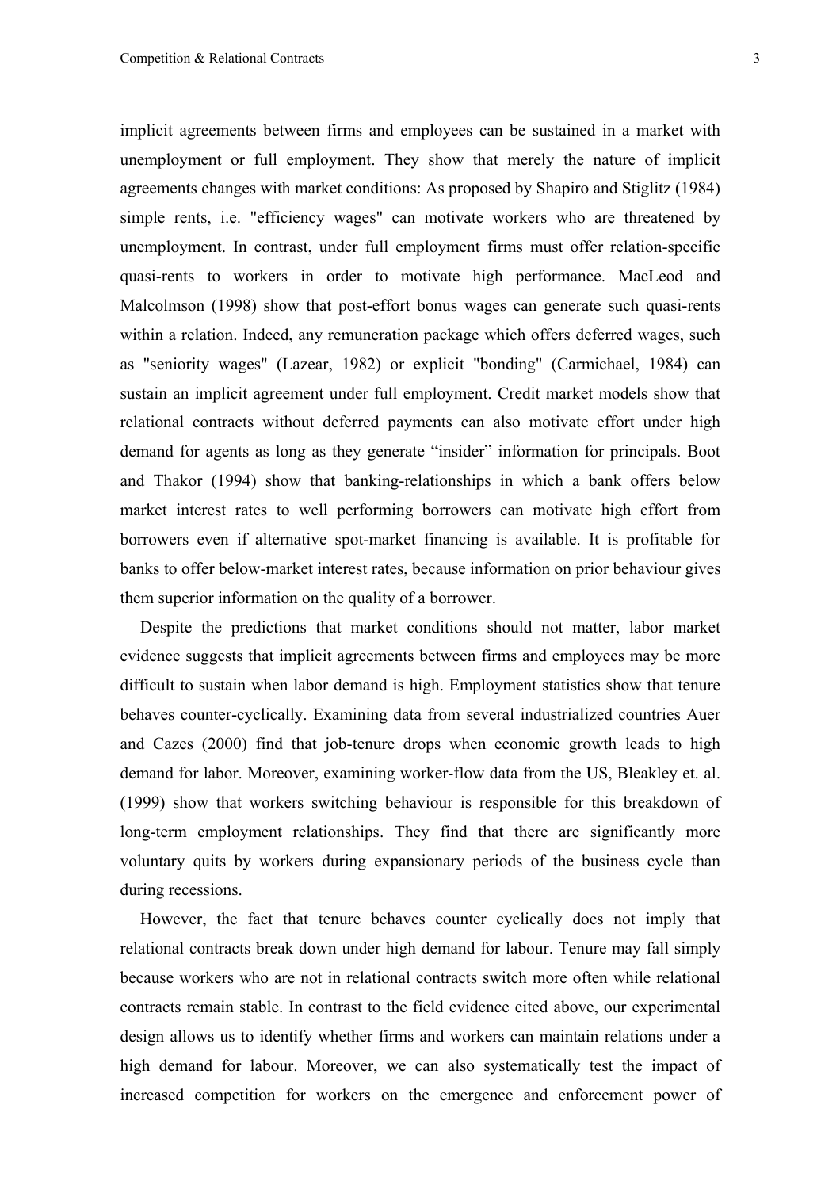implicit agreements between firms and employees can be sustained in a market with unemployment or full employment. They show that merely the nature of implicit agreements changes with market conditions: As proposed by Shapiro and Stiglitz (1984) simple rents, i.e. "efficiency wages" can motivate workers who are threatened by unemployment. In contrast, under full employment firms must offer relation-specific quasi-rents to workers in order to motivate high performance. MacLeod and Malcolmson (1998) show that post-effort bonus wages can generate such quasi-rents within a relation. Indeed, any remuneration package which offers deferred wages, such as "seniority wages" (Lazear, 1982) or explicit "bonding" (Carmichael, 1984) can sustain an implicit agreement under full employment. Credit market models show that relational contracts without deferred payments can also motivate effort under high demand for agents as long as they generate "insider" information for principals. Boot and Thakor (1994) show that banking-relationships in which a bank offers below market interest rates to well performing borrowers can motivate high effort from borrowers even if alternative spot-market financing is available. It is profitable for banks to offer below-market interest rates, because information on prior behaviour gives them superior information on the quality of a borrower.

Despite the predictions that market conditions should not matter, labor market evidence suggests that implicit agreements between firms and employees may be more difficult to sustain when labor demand is high. Employment statistics show that tenure behaves counter-cyclically. Examining data from several industrialized countries Auer and Cazes (2000) find that job-tenure drops when economic growth leads to high demand for labor. Moreover, examining worker-flow data from the US, Bleakley et. al. (1999) show that workers switching behaviour is responsible for this breakdown of long-term employment relationships. They find that there are significantly more voluntary quits by workers during expansionary periods of the business cycle than during recessions.

However, the fact that tenure behaves counter cyclically does not imply that relational contracts break down under high demand for labour. Tenure may fall simply because workers who are not in relational contracts switch more often while relational contracts remain stable. In contrast to the field evidence cited above, our experimental design allows us to identify whether firms and workers can maintain relations under a high demand for labour. Moreover, we can also systematically test the impact of increased competition for workers on the emergence and enforcement power of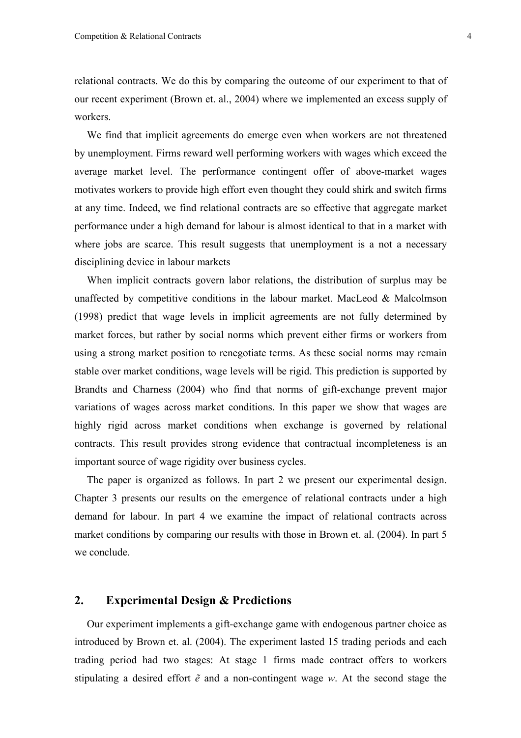relational contracts. We do this by comparing the outcome of our experiment to that of our recent experiment (Brown et. al., 2004) where we implemented an excess supply of workers.

We find that implicit agreements do emerge even when workers are not threatened by unemployment. Firms reward well performing workers with wages which exceed the average market level. The performance contingent offer of above-market wages motivates workers to provide high effort even thought they could shirk and switch firms at any time. Indeed, we find relational contracts are so effective that aggregate market performance under a high demand for labour is almost identical to that in a market with where jobs are scarce. This result suggests that unemployment is a not a necessary disciplining device in labour markets

When implicit contracts govern labor relations, the distribution of surplus may be unaffected by competitive conditions in the labour market. MacLeod & Malcolmson (1998) predict that wage levels in implicit agreements are not fully determined by market forces, but rather by social norms which prevent either firms or workers from using a strong market position to renegotiate terms. As these social norms may remain stable over market conditions, wage levels will be rigid. This prediction is supported by Brandts and Charness (2004) who find that norms of gift-exchange prevent major variations of wages across market conditions. In this paper we show that wages are highly rigid across market conditions when exchange is governed by relational contracts. This result provides strong evidence that contractual incompleteness is an important source of wage rigidity over business cycles.

The paper is organized as follows. In part 2 we present our experimental design. Chapter 3 presents our results on the emergence of relational contracts under a high demand for labour. In part 4 we examine the impact of relational contracts across market conditions by comparing our results with those in Brown et. al. (2004). In part 5 we conclude.

## 2. Experimental Design & Predictions

Our experiment implements a gift-exchange game with endogenous partner choice as introduced by Brown et. al. (2004). The experiment lasted 15 trading periods and each trading period had two stages: At stage 1 firms made contract offers to workers stipulating a desired effort $\tilde{e}$ and a non-contingent wage $w$. At the second stage the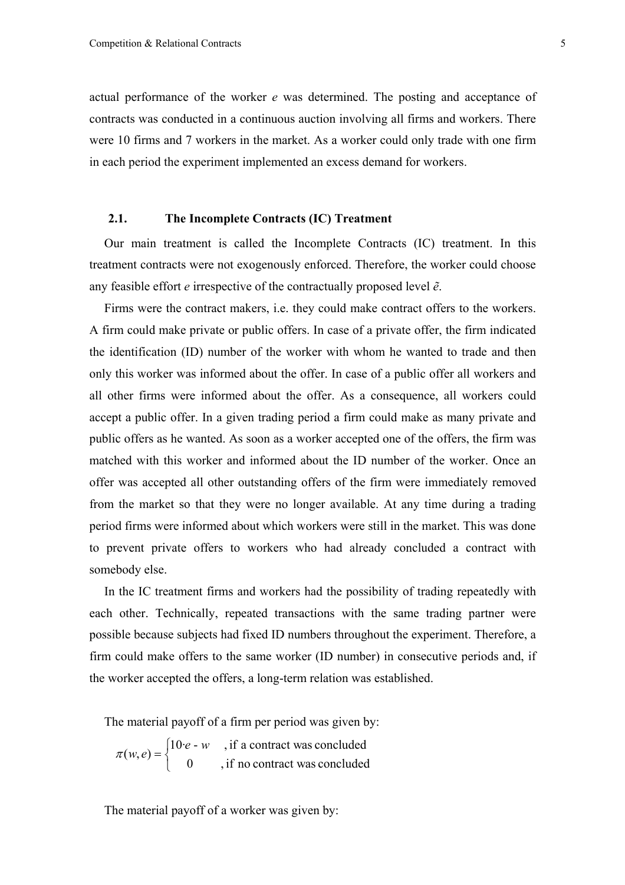actual performance of the worker $e$ was determined. The posting and acceptance of contracts was conducted in a continuous auction involving all firms and workers. There were 10 firms and 7 workers in the market. As a worker could only trade with one firm in each period the experiment implemented an excess demand for workers.

### 2.1. The Incomplete Contracts (IC) Treatment

Our main treatment is called the Incomplete Contracts (IC) treatment. In this treatment contracts were not exogenously enforced. Therefore, the worker could choose any feasible effort $e$ irrespective of the contractually proposed level $\tilde{e}$.

Firms were the contract makers, i.e. they could make contract offers to the workers. A firm could make private or public offers. In case of a private offer, the firm indicated the identification (ID) number of the worker with whom he wanted to trade and then only this worker was informed about the offer. In case of a public offer all workers and all other firms were informed about the offer. As a consequence, all workers could accept a public offer. In a given trading period a firm could make as many private and public offers as he wanted. As soon as a worker accepted one of the offers, the firm was matched with this worker and informed about the ID number of the worker. Once an offer was accepted all other outstanding offers of the firm were immediately removed from the market so that they were no longer available. At any time during a trading period firms were informed about which workers were still in the market. This was done to prevent private offers to workers who had already concluded a contract with somebody else.

In the IC treatment firms and workers had the possibility of trading repeatedly with each other. Technically, repeated transactions with the same trading partner were possible because subjects had fixed ID numbers throughout the experiment. Therefore, a firm could make offers to the same worker (ID number) in consecutive periods and, if the worker accepted the offers, a long-term relation was established.

The material payoff of a firm per period was given by:

$$\pi(w,e) = \begin{cases} 10 \cdot e - w & \text{, if a contract was concluded} \\ 0 & \text{, if no contract was concluded} \end{cases}$$

The material payoff of a worker was given by: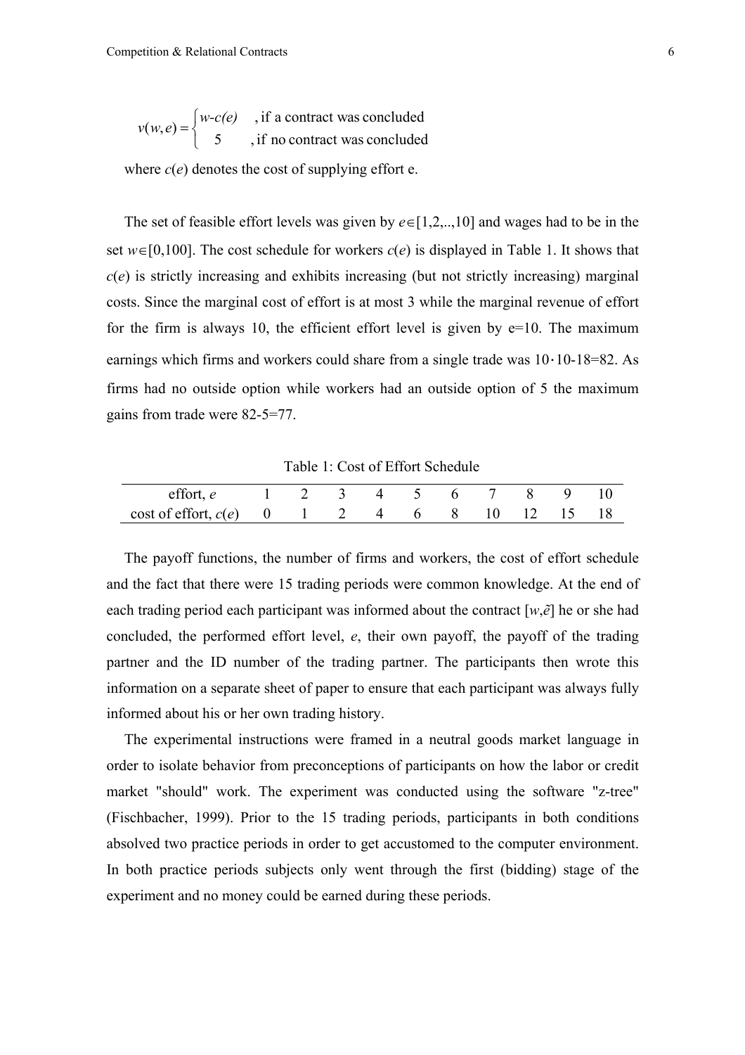$$v(w,e) = \begin{cases} w\text{-}c(e) & \text{, if a contract was concluded} \\ 5 & \text{, if no contract was concluded} \end{cases}$$

where $c(e)$ denotes the cost of supplying effort e.

The set of feasible effort levels was given by $e \in [1,2,..,10]$ and wages had to be in the set $w \in [0,100]$. The cost schedule for workers $c(e)$ is displayed in Table 1. It shows that $c(e)$ is strictly increasing and exhibits increasing (but not strictly increasing) marginal costs. Since the marginal cost of effort is at most 3 while the marginal revenue of effort for the firm is always 10, the efficient effort level is given by e=10. The maximum earnings which firms and workers could share from a single trade was $10 \cdot 10\text{-}18=82$. As firms had no outside option while workers had an outside option of 5 the maximum gains from trade were 82-5=77.

Table 1: Cost of Effort Schedule

| effort, $e$ | 1 | 2 | 3 | 4 | 5 | 6 | 7 | 8 | 9 | 10 |
|---|---|---|---|---|---|---|---|---|---|---|
| cost of effort, $c(e)$ | 0 | 1 | 2 | 4 | 6 | 8 | 10 | 12 | 15 | 18 |

The payoff functions, the number of firms and workers, the cost of effort schedule and the fact that there were 15 trading periods were common knowledge. At the end of each trading period each participant was informed about the contract $[w,\tilde{e}]$ he or she had concluded, the performed effort level, $e$, their own payoff, the payoff of the trading partner and the ID number of the trading partner. The participants then wrote this information on a separate sheet of paper to ensure that each participant was always fully informed about his or her own trading history.

The experimental instructions were framed in a neutral goods market language in order to isolate behavior from preconceptions of participants on how the labor or credit market "should" work. The experiment was conducted using the software "z-tree" (Fischbacher, 1999). Prior to the 15 trading periods, participants in both conditions absolved two practice periods in order to get accustomed to the computer environment. In both practice periods subjects only went through the first (bidding) stage of the experiment and no money could be earned during these periods.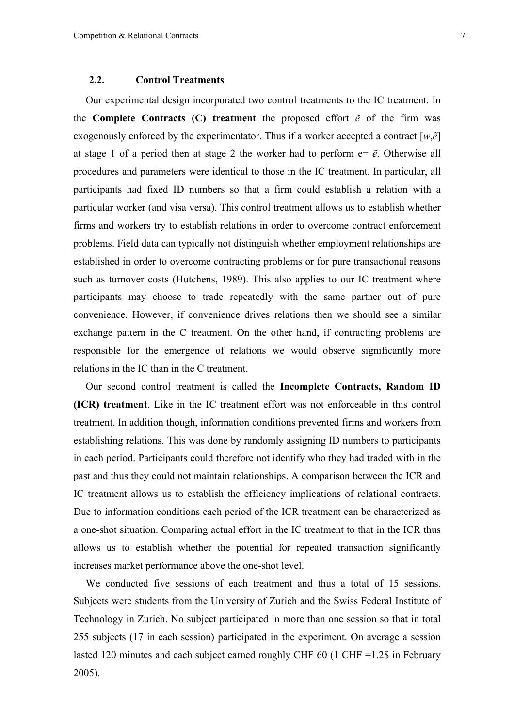### 2.2. Control Treatments

Our experimental design incorporated two control treatments to the IC treatment. In the **Complete Contracts (C) treatment** the proposed effort $\tilde{e}$ of the firm was exogenously enforced by the experimentator. Thus if a worker accepted a contract $[w,\tilde{e}]$ at stage 1 of a period then at stage 2 the worker had to perform $e = \tilde{e}$. Otherwise all procedures and parameters were identical to those in the IC treatment. In particular, all participants had fixed ID numbers so that a firm could establish a relation with a particular worker (and visa versa). This control treatment allows us to establish whether firms and workers try to establish relations in order to overcome contract enforcement problems. Field data can typically not distinguish whether employment relationships are established in order to overcome contracting problems or for pure transactional reasons such as turnover costs (Hutchens, 1989). This also applies to our IC treatment where participants may choose to trade repeatedly with the same partner out of pure convenience. However, if convenience drives relations then we should see a similar exchange pattern in the C treatment. On the other hand, if contracting problems are responsible for the emergence of relations we would observe significantly more relations in the IC than in the C treatment.

Our second control treatment is called the **Incomplete Contracts, Random ID (ICR) treatment**. Like in the IC treatment effort was not enforceable in this control treatment. In addition though, information conditions prevented firms and workers from establishing relations. This was done by randomly assigning ID numbers to participants in each period. Participants could therefore not identify who they had traded with in the past and thus they could not maintain relationships. A comparison between the ICR and IC treatment allows us to establish the efficiency implications of relational contracts. Due to information conditions each period of the ICR treatment can be characterized as a one-shot situation. Comparing actual effort in the IC treatment to that in the ICR thus allows us to establish whether the potential for repeated transaction significantly increases market performance above the one-shot level.

We conducted five sessions of each treatment and thus a total of 15 sessions. Subjects were students from the University of Zurich and the Swiss Federal Institute of Technology in Zurich. No subject participated in more than one session so that in total 255 subjects (17 in each session) participated in the experiment. On average a session lasted 120 minutes and each subject earned roughly CHF 60 (1 CHF =1.2$ in February 2005).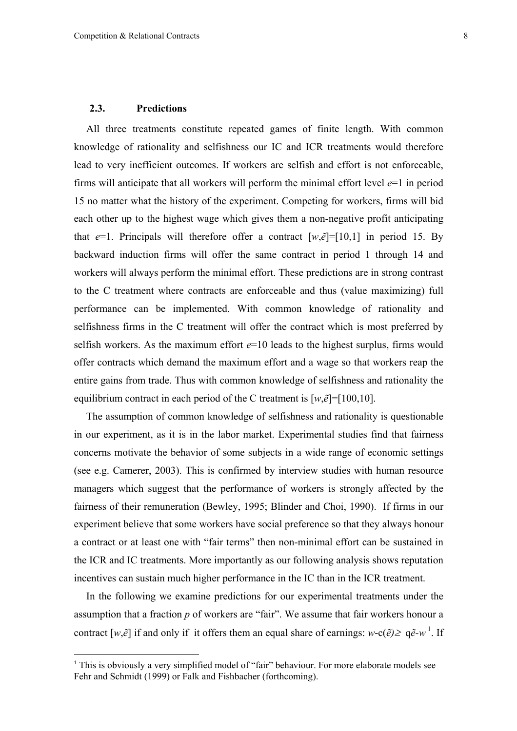### 2.3. Predictions

All three treatments constitute repeated games of finite length. With common knowledge of rationality and selfishness our IC and ICR treatments would therefore lead to very inefficient outcomes. If workers are selfish and effort is not enforceable, firms will anticipate that all workers will perform the minimal effort level $e$=1 in period 15 no matter what the history of the experiment. Competing for workers, firms will bid each other up to the highest wage which gives them a non-negative profit anticipating that $e$=1. Principals will therefore offer a contract [$w$,$\tilde{e}$]=[10,1] in period 15. By backward induction firms will offer the same contract in period 1 through 14 and workers will always perform the minimal effort. These predictions are in strong contrast to the C treatment where contracts are enforceable and thus (value maximizing) full performance can be implemented. With common knowledge of rationality and selfishness firms in the C treatment will offer the contract which is most preferred by selfish workers. As the maximum effort $e$=10 leads to the highest surplus, firms would offer contracts which demand the maximum effort and a wage so that workers reap the entire gains from trade. Thus with common knowledge of selfishness and rationality the equilibrium contract in each period of the C treatment is [$w$,$\tilde{e}$]=[100,10].

The assumption of common knowledge of selfishness and rationality is questionable in our experiment, as it is in the labor market. Experimental studies find that fairness concerns motivate the behavior of some subjects in a wide range of economic settings (see e.g. Camerer, 2003). This is confirmed by interview studies with human resource managers which suggest that the performance of workers is strongly affected by the fairness of their remuneration (Bewley, 1995; Blinder and Choi, 1990). If firms in our experiment believe that some workers have social preference so that they always honour a contract or at least one with "fair terms" then non-minimal effort can be sustained in the ICR and IC treatments. More importantly as our following analysis shows reputation incentives can sustain much higher performance in the IC than in the ICR treatment.

In the following we examine predictions for our experimental treatments under the assumption that a fraction $p$ of workers are "fair". We assume that fair workers honour a contract [$w$,$\tilde{e}$] if and only if it offers them an equal share of earnings: $w$-c($\tilde{e}$) $\geq$ q$\tilde{e}$-$w$[1]. If

[1] This is obviously a very simplified model of "fair" behaviour. For more elaborate models see Fehr and Schmidt (1999) or Falk and Fishbacher (forthcoming).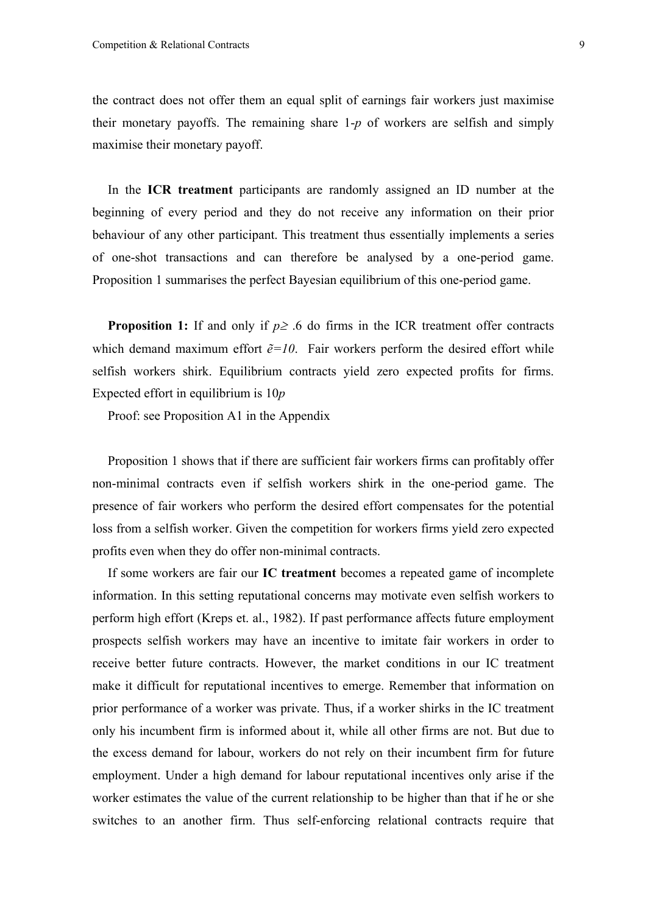the contract does not offer them an equal split of earnings fair workers just maximise their monetary payoffs. The remaining share 1-$p$ of workers are selfish and simply maximise their monetary payoff.

In the **ICR treatment** participants are randomly assigned an ID number at the beginning of every period and they do not receive any information on their prior behaviour of any other participant. This treatment thus essentially implements a series of one-shot transactions and can therefore be analysed by a one-period game. Proposition 1 summarises the perfect Bayesian equilibrium of this one-period game.

**Proposition 1:** If and only if $p \geq .6$ do firms in the ICR treatment offer contracts which demand maximum effort $\tilde{e}=10$. Fair workers perform the desired effort while selfish workers shirk. Equilibrium contracts yield zero expected profits for firms. Expected effort in equilibrium is $10p$

Proof: see Proposition A1 in the Appendix

Proposition 1 shows that if there are sufficient fair workers firms can profitably offer non-minimal contracts even if selfish workers shirk in the one-period game. The presence of fair workers who perform the desired effort compensates for the potential loss from a selfish worker. Given the competition for workers firms yield zero expected profits even when they do offer non-minimal contracts.

If some workers are fair our **IC treatment** becomes a repeated game of incomplete information. In this setting reputational concerns may motivate even selfish workers to perform high effort (Kreps et. al., 1982). If past performance affects future employment prospects selfish workers may have an incentive to imitate fair workers in order to receive better future contracts. However, the market conditions in our IC treatment make it difficult for reputational incentives to emerge. Remember that information on prior performance of a worker was private. Thus, if a worker shirks in the IC treatment only his incumbent firm is informed about it, while all other firms are not. But due to the excess demand for labour, workers do not rely on their incumbent firm for future employment. Under a high demand for labour reputational incentives only arise if the worker estimates the value of the current relationship to be higher than that if he or she switches to an another firm. Thus self-enforcing relational contracts require that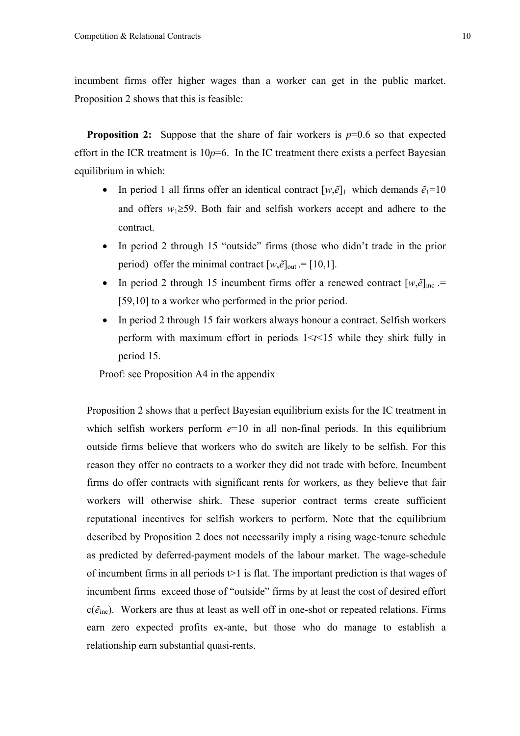incumbent firms offer higher wages than a worker can get in the public market. Proposition 2 shows that this is feasible:

**Proposition 2:** Suppose that the share of fair workers is $p$=0.6 so that expected effort in the ICR treatment is $10p$=6. In the IC treatment there exists a perfect Bayesian equilibrium in which:

- In period 1 all firms offer an identical contract $[w,\tilde{e}]_1$ which demands $\tilde{e}_1$=10 and offers $w_1 \geq 59$. Both fair and selfish workers accept and adhere to the contract.
- In period 2 through 15 "outside" firms (those who didn't trade in the prior period) offer the minimal contract $[w,\tilde{e}]_{out}$ := [10,1].
- In period 2 through 15 incumbent firms offer a renewed contract $[w,\tilde{e}]_{inc}$ := [59,10] to a worker who performed in the prior period.
- In period 2 through 15 fair workers always honour a contract. Selfish workers perform with maximum effort in periods $1<t<15$ while they shirk fully in period 15.

Proof: see Proposition A4 in the appendix

Proposition 2 shows that a perfect Bayesian equilibrium exists for the IC treatment in which selfish workers perform $e$=10 in all non-final periods. In this equilibrium outside firms believe that workers who do switch are likely to be selfish. For this reason they offer no contracts to a worker they did not trade with before. Incumbent firms do offer contracts with significant rents for workers, as they believe that fair workers will otherwise shirk. These superior contract terms create sufficient reputational incentives for selfish workers to perform. Note that the equilibrium described by Proposition 2 does not necessarily imply a rising wage-tenure schedule as predicted by deferred-payment models of the labour market. The wage-schedule of incumbent firms in all periods $t>1$ is flat. The important prediction is that wages of incumbent firms exceed those of "outside" firms by at least the cost of desired effort $c(\tilde{e}_{inc})$. Workers are thus at least as well off in one-shot or repeated relations. Firms earn zero expected profits ex-ante, but those who do manage to establish a relationship earn substantial quasi-rents.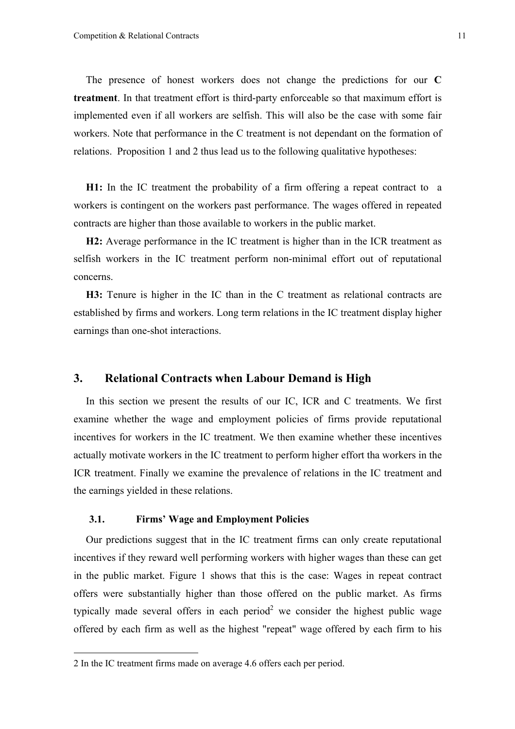The presence of honest workers does not change the predictions for our **C treatment**. In that treatment effort is third-party enforceable so that maximum effort is implemented even if all workers are selfish. This will also be the case with some fair workers. Note that performance in the C treatment is not dependant on the formation of relations. Proposition 1 and 2 thus lead us to the following qualitative hypotheses:

**H1:** In the IC treatment the probability of a firm offering a repeat contract to a workers is contingent on the workers past performance. The wages offered in repeated contracts are higher than those available to workers in the public market.

**H2:** Average performance in the IC treatment is higher than in the ICR treatment as selfish workers in the IC treatment perform non-minimal effort out of reputational concerns.

**H3:** Tenure is higher in the IC than in the C treatment as relational contracts are established by firms and workers. Long term relations in the IC treatment display higher earnings than one-shot interactions.

## 3. Relational Contracts when Labour Demand is High

In this section we present the results of our IC, ICR and C treatments. We first examine whether the wage and employment policies of firms provide reputational incentives for workers in the IC treatment. We then examine whether these incentives actually motivate workers in the IC treatment to perform higher effort tha workers in the ICR treatment. Finally we examine the prevalence of relations in the IC treatment and the earnings yielded in these relations.

### 3.1. Firms' Wage and Employment Policies

Our predictions suggest that in the IC treatment firms can only create reputational incentives if they reward well performing workers with higher wages than these can get in the public market. Figure 1 shows that this is the case: Wages in repeat contract offers were substantially higher than those offered on the public market. As firms typically made several offers in each period[2] we consider the highest public wage offered by each firm as well as the highest "repeat" wage offered by each firm to his

---

2 In the IC treatment firms made on average 4.6 offers each per period.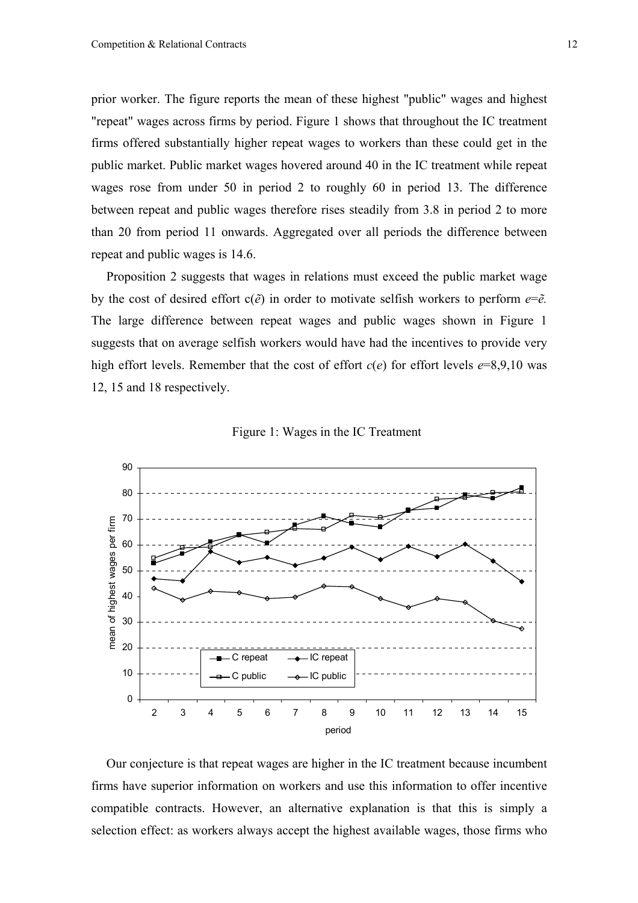prior worker. The figure reports the mean of these highest "public" wages and highest "repeat" wages across firms by period. Figure 1 shows that throughout the IC treatment firms offered substantially higher repeat wages to workers than these could get in the public market. Public market wages hovered around 40 in the IC treatment while repeat wages rose from under 50 in period 2 to roughly 60 in period 13. The difference between repeat and public wages therefore rises steadily from 3.8 in period 2 to more than 20 from period 11 onwards. Aggregated over all periods the difference between repeat and public wages is 14.6.

Proposition 2 suggests that wages in relations must exceed the public market wage by the cost of desired effort $c(\tilde{e})$ in order to motivate selfish workers to perform $e=\tilde{e}$. The large difference between repeat wages and public wages shown in Figure 1 suggests that on average selfish workers would have had the incentives to provide very high effort levels. Remember that the cost of effort $c(e)$ for effort levels $e$=8,9,10 was 12, 15 and 18 respectively.

Figure 1: Wages in the IC Treatment

Our conjecture is that repeat wages are higher in the IC treatment because incumbent firms have superior information on workers and use this information to offer incentive compatible contracts. However, an alternative explanation is that this is simply a selection effect: as workers always accept the highest available wages, those firms who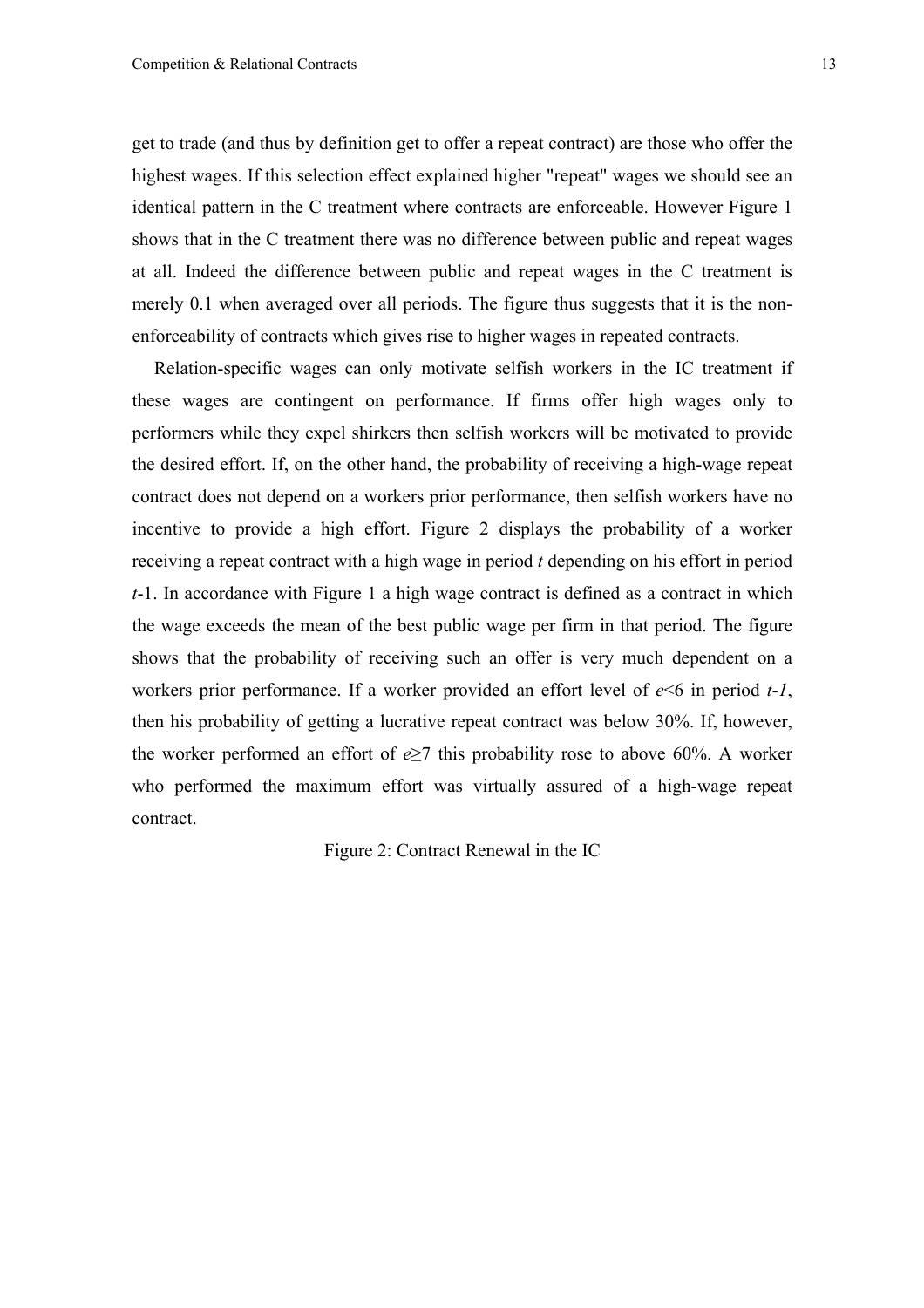get to trade (and thus by definition get to offer a repeat contract) are those who offer the highest wages. If this selection effect explained higher "repeat" wages we should see an identical pattern in the C treatment where contracts are enforceable. However Figure 1 shows that in the C treatment there was no difference between public and repeat wages at all. Indeed the difference between public and repeat wages in the C treatment is merely 0.1 when averaged over all periods. The figure thus suggests that it is the non-enforceability of contracts which gives rise to higher wages in repeated contracts.

Relation-specific wages can only motivate selfish workers in the IC treatment if these wages are contingent on performance. If firms offer high wages only to performers while they expel shirkers then selfish workers will be motivated to provide the desired effort. If, on the other hand, the probability of receiving a high-wage repeat contract does not depend on a workers prior performance, then selfish workers have no incentive to provide a high effort. Figure 2 displays the probability of a worker receiving a repeat contract with a high wage in period $t$ depending on his effort in period $t$-1. In accordance with Figure 1 a high wage contract is defined as a contract in which the wage exceeds the mean of the best public wage per firm in that period. The figure shows that the probability of receiving such an offer is very much dependent on a workers prior performance. If a worker provided an effort level of $e<6$ in period $t-1$, then his probability of getting a lucrative repeat contract was below 30%. If, however, the worker performed an effort of $e\geq7$ this probability rose to above 60%. A worker who performed the maximum effort was virtually assured of a high-wage repeat contract.

Figure 2: Contract Renewal in the IC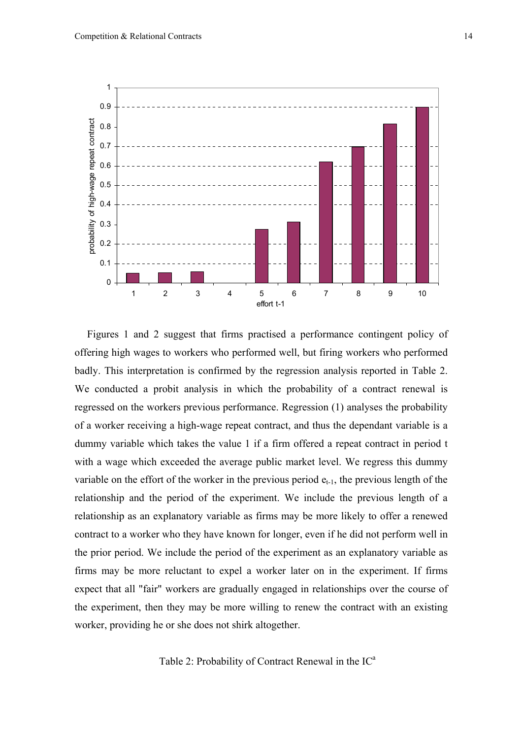Figures 1 and 2 suggest that firms practised a performance contingent policy of offering high wages to workers who performed well, but firing workers who performed badly. This interpretation is confirmed by the regression analysis reported in Table 2. We conducted a probit analysis in which the probability of a contract renewal is regressed on the workers previous performance. Regression (1) analyses the probability of a worker receiving a high-wage repeat contract, and thus the dependant variable is a dummy variable which takes the value 1 if a firm offered a repeat contract in period t with a wage which exceeded the average public market level. We regress this dummy variable on the effort of the worker in the previous period $e_{t-1}$, the previous length of the relationship and the period of the experiment. We include the previous length of a relationship as an explanatory variable as firms may be more likely to offer a renewed contract to a worker who they have known for longer, even if he did not perform well in the prior period. We include the period of the experiment as an explanatory variable as firms may be more reluctant to expel a worker later on in the experiment. If firms expect that all "fair" workers are gradually engaged in relationships over the course of the experiment, then they may be more willing to renew the contract with an existing worker, providing he or she does not shirk altogether.

Table 2: Probability of Contract Renewal in the IC[a]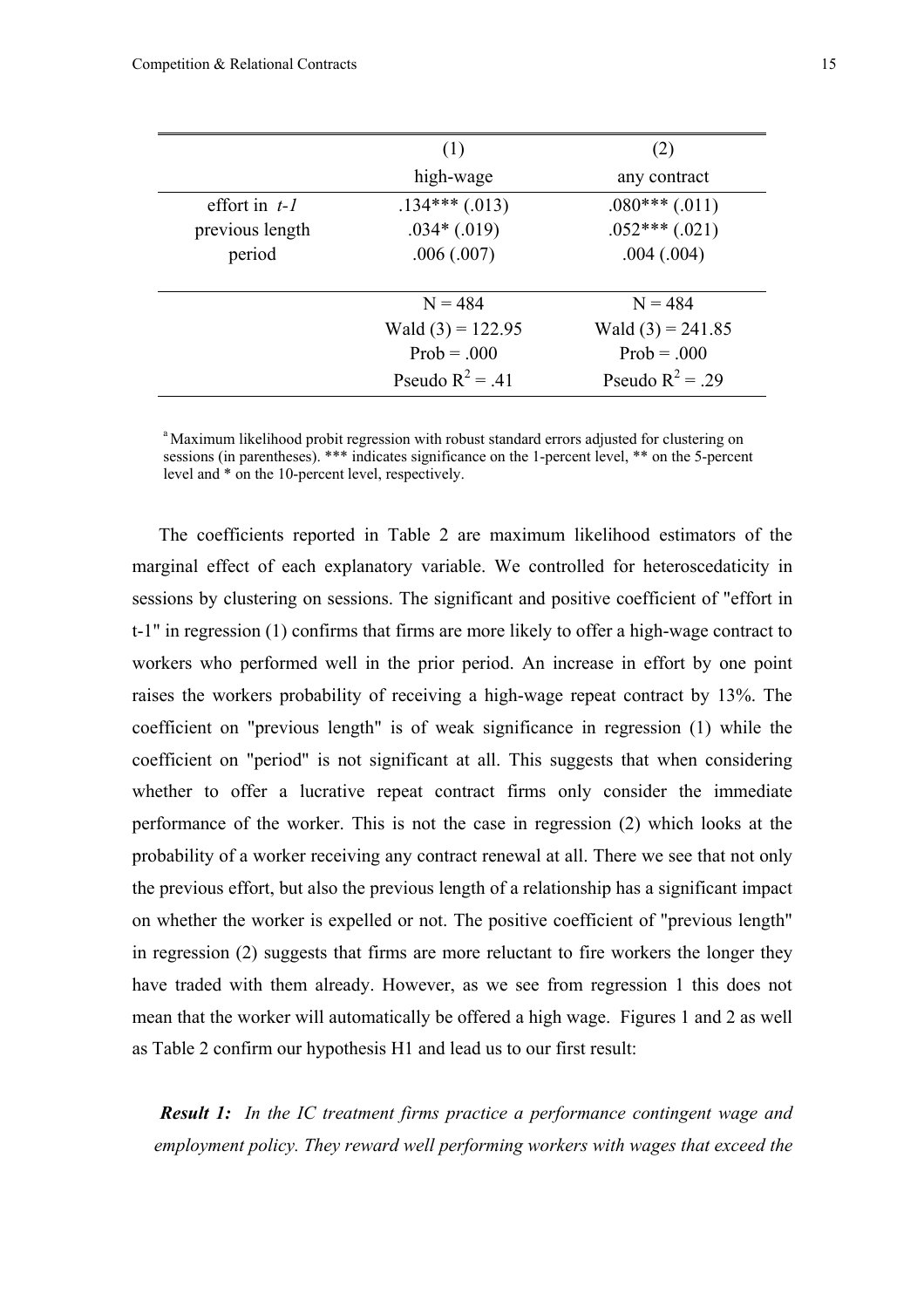| | (1) high-wage | (2) any contract |
|---|---|---|
| effort in *t-1* | .134*** (.013) | .080*** (.011) |
| previous length | .034* (.019) | .052*** (.021) |
| period | .006 (.007) | .004 (.004) |
| | N = 484 | N = 484 |
| | Wald (3) = 122.95 | Wald (3) = 241.85 |
| | Prob = .000 | Prob = .000 |
| | Pseudo $R^2$ = .41 | Pseudo $R^2$ = .29 |

[a] Maximum likelihood probit regression with robust standard errors adjusted for clustering on sessions (in parentheses). *** indicates significance on the 1-percent level, ** on the 5-percent level and * on the 10-percent level, respectively.

The coefficients reported in Table 2 are maximum likelihood estimators of the marginal effect of each explanatory variable. We controlled for heteroscedaticity in sessions by clustering on sessions. The significant and positive coefficient of "effort in t-1" in regression (1) confirms that firms are more likely to offer a high-wage contract to workers who performed well in the prior period. An increase in effort by one point raises the workers probability of receiving a high-wage repeat contract by 13%. The coefficient on "previous length" is of weak significance in regression (1) while the coefficient on "period" is not significant at all. This suggests that when considering whether to offer a lucrative repeat contract firms only consider the immediate performance of the worker. This is not the case in regression (2) which looks at the probability of a worker receiving any contract renewal at all. There we see that not only the previous effort, but also the previous length of a relationship has a significant impact on whether the worker is expelled or not. The positive coefficient of "previous length" in regression (2) suggests that firms are more reluctant to fire workers the longer they have traded with them already. However, as we see from regression 1 this does not mean that the worker will automatically be offered a high wage. Figures 1 and 2 as well as Table 2 confirm our hypothesis H1 and lead us to our first result:

***Result 1:*** *In the IC treatment firms practice a performance contingent wage and employment policy. They reward well performing workers with wages that exceed the*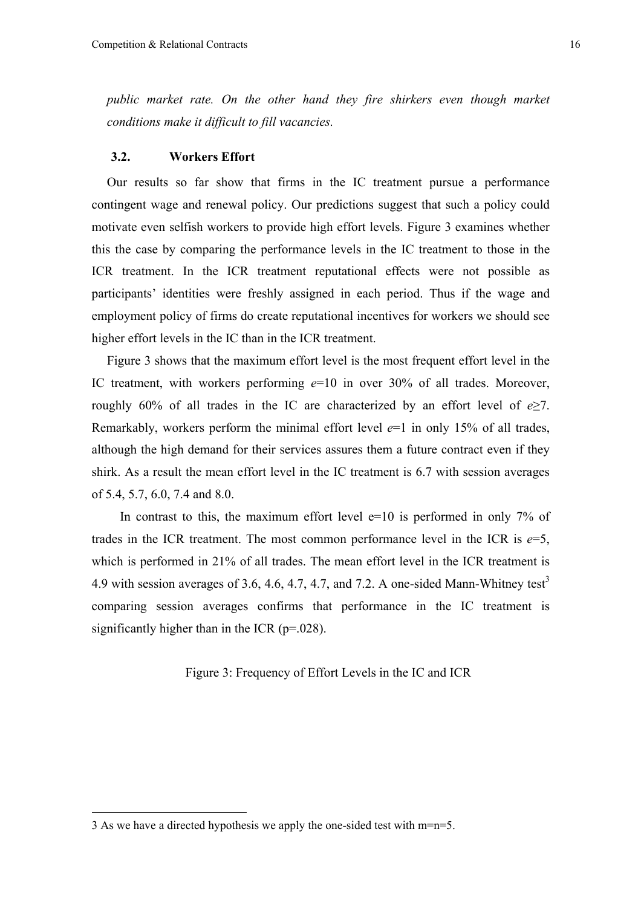*public market rate. On the other hand they fire shirkers even though market conditions make it difficult to fill vacancies.*

### 3.2. Workers Effort

Our results so far show that firms in the IC treatment pursue a performance contingent wage and renewal policy. Our predictions suggest that such a policy could motivate even selfish workers to provide high effort levels. Figure 3 examines whether this the case by comparing the performance levels in the IC treatment to those in the ICR treatment. In the ICR treatment reputational effects were not possible as participants' identities were freshly assigned in each period. Thus if the wage and employment policy of firms do create reputational incentives for workers we should see higher effort levels in the IC than in the ICR treatment.

Figure 3 shows that the maximum effort level is the most frequent effort level in the IC treatment, with workers performing $e$=10 in over 30% of all trades. Moreover, roughly 60% of all trades in the IC are characterized by an effort level of $e \geq 7$. Remarkably, workers perform the minimal effort level $e$=1 in only 15% of all trades, although the high demand for their services assures them a future contract even if they shirk. As a result the mean effort level in the IC treatment is 6.7 with session averages of 5.4, 5.7, 6.0, 7.4 and 8.0.

In contrast to this, the maximum effort level e=10 is performed in only 7% of trades in the ICR treatment. The most common performance level in the ICR is $e$=5, which is performed in 21% of all trades. The mean effort level in the ICR treatment is 4.9 with session averages of 3.6, 4.6, 4.7, 4.7, and 7.2. A one-sided Mann-Whitney test[3] comparing session averages confirms that performance in the IC treatment is significantly higher than in the ICR (p=.028).

Figure 3: Frequency of Effort Levels in the IC and ICR

---

3 As we have a directed hypothesis we apply the one-sided test with m=n=5.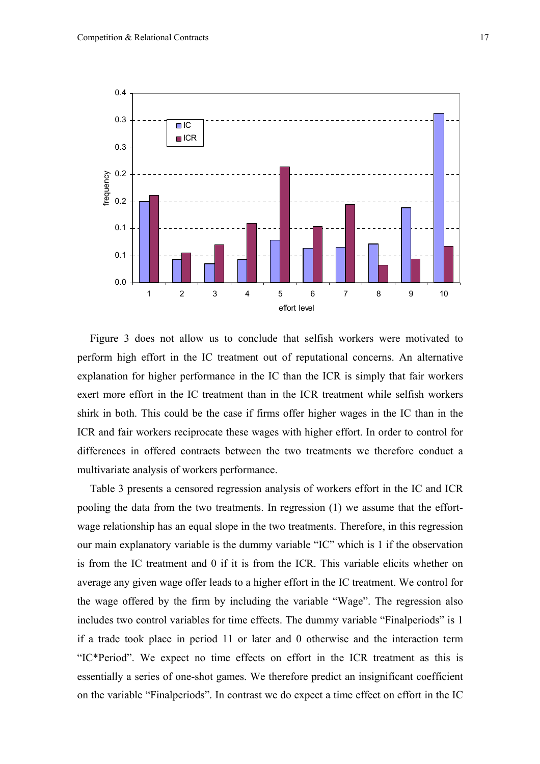Figure 3 does not allow us to conclude that selfish workers were motivated to perform high effort in the IC treatment out of reputational concerns. An alternative explanation for higher performance in the IC than the ICR is simply that fair workers exert more effort in the IC treatment than in the ICR treatment while selfish workers shirk in both. This could be the case if firms offer higher wages in the IC than in the ICR and fair workers reciprocate these wages with higher effort. In order to control for differences in offered contracts between the two treatments we therefore conduct a multivariate analysis of workers performance.

Table 3 presents a censored regression analysis of workers effort in the IC and ICR pooling the data from the two treatments. In regression (1) we assume that the effort-wage relationship has an equal slope in the two treatments. Therefore, in this regression our main explanatory variable is the dummy variable "IC" which is 1 if the observation is from the IC treatment and 0 if it is from the ICR. This variable elicits whether on average any given wage offer leads to a higher effort in the IC treatment. We control for the wage offered by the firm by including the variable "Wage". The regression also includes two control variables for time effects. The dummy variable "Finalperiods" is 1 if a trade took place in period 11 or later and 0 otherwise and the interaction term "IC*Period". We expect no time effects on effort in the ICR treatment as this is essentially a series of one-shot games. We therefore predict an insignificant coefficient on the variable "Finalperiods". In contrast we do expect a time effect on effort in the IC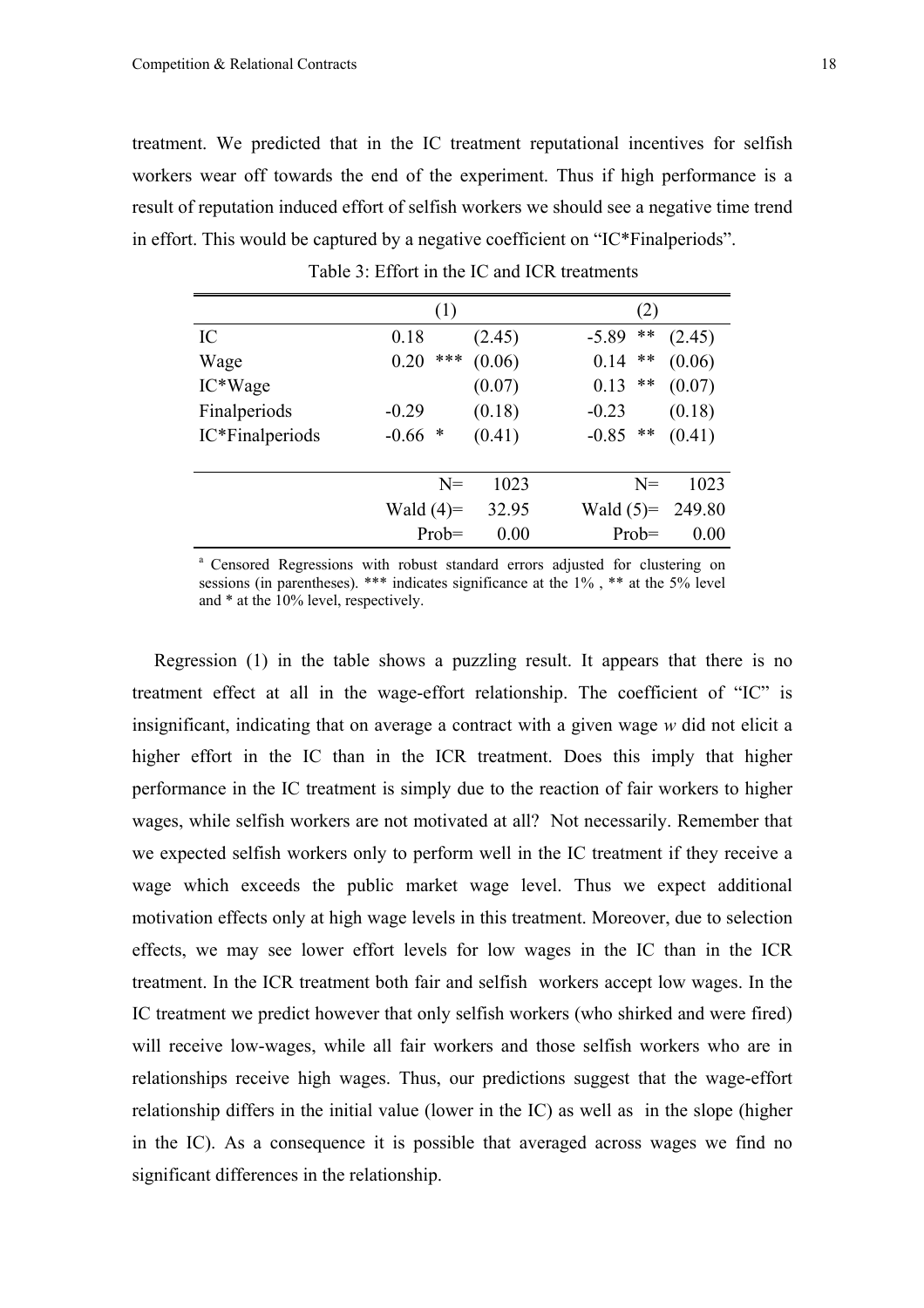treatment. We predicted that in the IC treatment reputational incentives for selfish workers wear off towards the end of the experiment. Thus if high performance is a result of reputation induced effort of selfish workers we should see a negative time trend in effort. This would be captured by a negative coefficient on "IC*Finalperiods".

Table 3: Effort in the IC and ICR treatments

| | (1) | | | (2) | | |
|---|---|---|---|---|---|---|
| IC | 0.18 | | (2.45) | -5.89 | ** | (2.45) |
| Wage | 0.20 | *** | (0.06) | 0.14 | ** | (0.06) |
| IC*Wage | | | (0.07) | 0.13 | ** | (0.07) |
| Finalperiods | -0.29 | | (0.18) | -0.23 | | (0.18) |
| IC*Finalperiods | -0.66 | * | (0.41) | -0.85 | ** | (0.41) |
| | | N= | 1023 | | N= | 1023 |
| | | Wald (4)= | 32.95 | | Wald (5)= | 249.80 |
| | | Prob= | 0.00 | | Prob= | 0.00 |

[a] Censored Regressions with robust standard errors adjusted for clustering on sessions (in parentheses). *** indicates significance at the 1% , ** at the 5% level and * at the 10% level, respectively.

Regression (1) in the table shows a puzzling result. It appears that there is no treatment effect at all in the wage-effort relationship. The coefficient of "IC" is insignificant, indicating that on average a contract with a given wage $w$ did not elicit a higher effort in the IC than in the ICR treatment. Does this imply that higher performance in the IC treatment is simply due to the reaction of fair workers to higher wages, while selfish workers are not motivated at all? Not necessarily. Remember that we expected selfish workers only to perform well in the IC treatment if they receive a wage which exceeds the public market wage level. Thus we expect additional motivation effects only at high wage levels in this treatment. Moreover, due to selection effects, we may see lower effort levels for low wages in the IC than in the ICR treatment. In the ICR treatment both fair and selfish workers accept low wages. In the IC treatment we predict however that only selfish workers (who shirked and were fired) will receive low-wages, while all fair workers and those selfish workers who are in relationships receive high wages. Thus, our predictions suggest that the wage-effort relationship differs in the initial value (lower in the IC) as well as in the slope (higher in the IC). As a consequence it is possible that averaged across wages we find no significant differences in the relationship.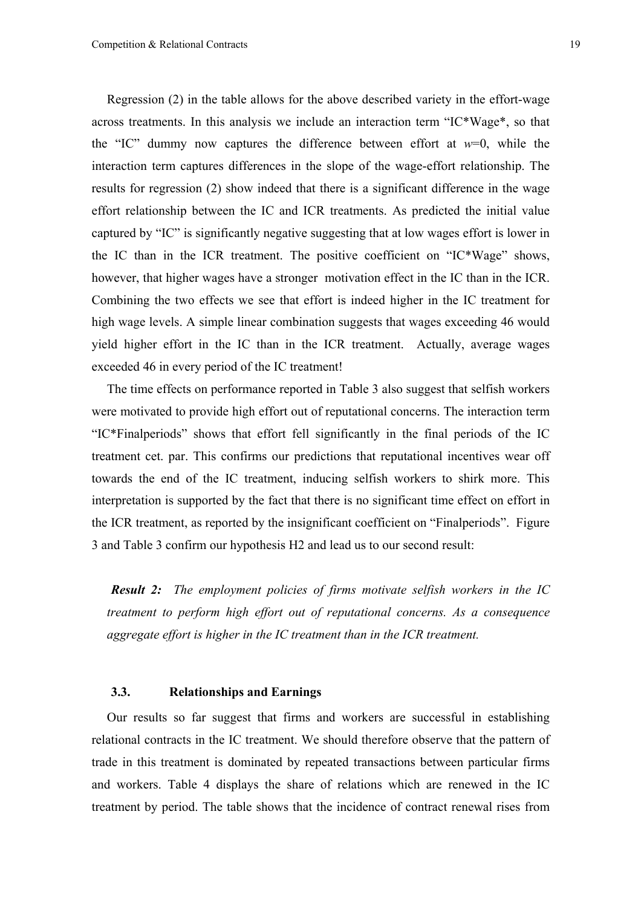Regression (2) in the table allows for the above described variety in the effort-wage across treatments. In this analysis we include an interaction term “IC*Wage*, so that the “IC” dummy now captures the difference between effort at $w$=0, while the interaction term captures differences in the slope of the wage-effort relationship. The results for regression (2) show indeed that there is a significant difference in the wage effort relationship between the IC and ICR treatments. As predicted the initial value captured by “IC” is significantly negative suggesting that at low wages effort is lower in the IC than in the ICR treatment. The positive coefficient on “IC*Wage” shows, however, that higher wages have a stronger motivation effect in the IC than in the ICR. Combining the two effects we see that effort is indeed higher in the IC treatment for high wage levels. A simple linear combination suggests that wages exceeding 46 would yield higher effort in the IC than in the ICR treatment. Actually, average wages exceeded 46 in every period of the IC treatment!

The time effects on performance reported in Table 3 also suggest that selfish workers were motivated to provide high effort out of reputational concerns. The interaction term “IC*Finalperiods” shows that effort fell significantly in the final periods of the IC treatment cet. par. This confirms our predictions that reputational incentives wear off towards the end of the IC treatment, inducing selfish workers to shirk more. This interpretation is supported by the fact that there is no significant time effect on effort in the ICR treatment, as reported by the insignificant coefficient on “Finalperiods”. Figure 3 and Table 3 confirm our hypothesis H2 and lead us to our second result:

***Result 2:*** *The employment policies of firms motivate selfish workers in the IC treatment to perform high effort out of reputational concerns. As a consequence aggregate effort is higher in the IC treatment than in the ICR treatment.*

### 3.3. Relationships and Earnings

Our results so far suggest that firms and workers are successful in establishing relational contracts in the IC treatment. We should therefore observe that the pattern of trade in this treatment is dominated by repeated transactions between particular firms and workers. Table 4 displays the share of relations which are renewed in the IC treatment by period. The table shows that the incidence of contract renewal rises from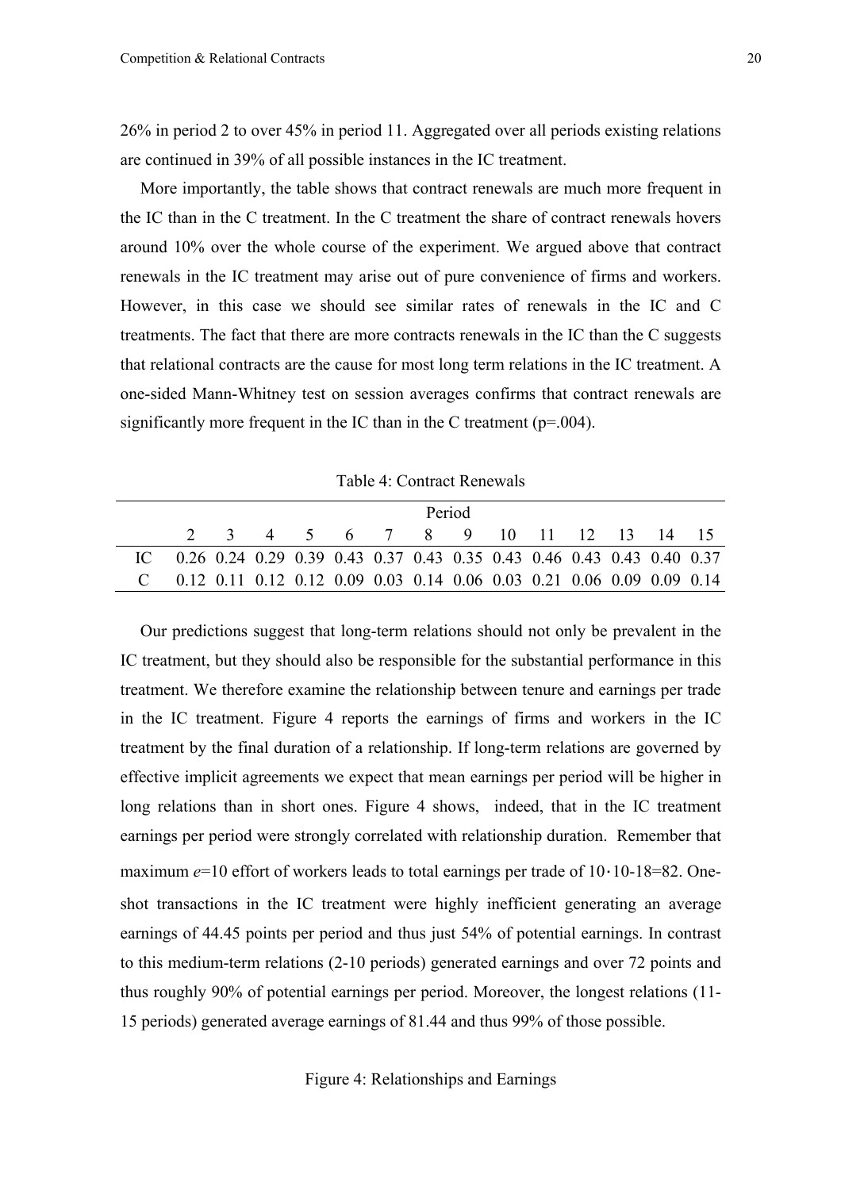26% in period 2 to over 45% in period 11. Aggregated over all periods existing relations are continued in 39% of all possible instances in the IC treatment.

More importantly, the table shows that contract renewals are much more frequent in the IC than in the C treatment. In the C treatment the share of contract renewals hovers around 10% over the whole course of the experiment. We argued above that contract renewals in the IC treatment may arise out of pure convenience of firms and workers. However, in this case we should see similar rates of renewals in the IC and C treatments. The fact that there are more contracts renewals in the IC than the C suggests that relational contracts are the cause for most long term relations in the IC treatment. A one-sided Mann-Whitney test on session averages confirms that contract renewals are significantly more frequent in the IC than in the C treatment ($p=.004$).

Table 4: Contract Renewals

| | Period | | | | | | | | | | | | | |
|---|---|---|---|---|---|---|---|---|---|---|---|---|---|---|
| | 2 | 3 | 4 | 5 | 6 | 7 | 8 | 9 | 10 | 11 | 12 | 13 | 14 | 15 |
| IC | 0.26 | 0.24 | 0.29 | 0.39 | 0.43 | 0.37 | 0.43 | 0.35 | 0.43 | 0.46 | 0.43 | 0.43 | 0.40 | 0.37 |
| C | 0.12 | 0.11 | 0.12 | 0.12 | 0.09 | 0.03 | 0.14 | 0.06 | 0.03 | 0.21 | 0.06 | 0.09 | 0.09 | 0.14 |

Our predictions suggest that long-term relations should not only be prevalent in the IC treatment, but they should also be responsible for the substantial performance in this treatment. We therefore examine the relationship between tenure and earnings per trade in the IC treatment. Figure 4 reports the earnings of firms and workers in the IC treatment by the final duration of a relationship. If long-term relations are governed by effective implicit agreements we expect that mean earnings per period will be higher in long relations than in short ones. Figure 4 shows, indeed, that in the IC treatment earnings per period were strongly correlated with relationship duration. Remember that maximum $e$=10 effort of workers leads to total earnings per trade of $10 \cdot 10 - 18 = 82$. One-shot transactions in the IC treatment were highly inefficient generating an average earnings of 44.45 points per period and thus just 54% of potential earnings. In contrast to this medium-term relations (2-10 periods) generated earnings and over 72 points and thus roughly 90% of potential earnings per period. Moreover, the longest relations (11-15 periods) generated average earnings of 81.44 and thus 99% of those possible.

Figure 4: Relationships and Earnings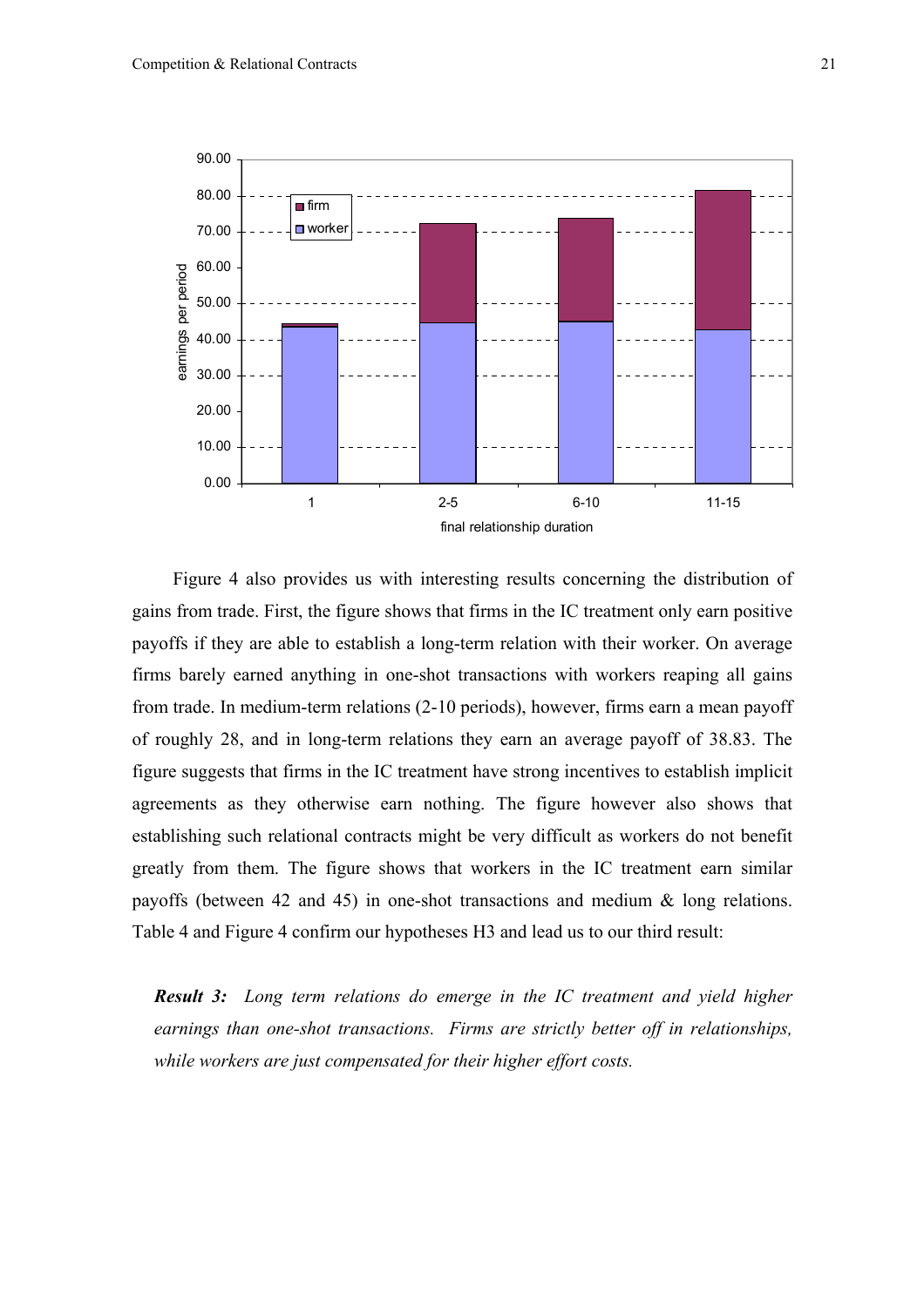Figure 4 also provides us with interesting results concerning the distribution of gains from trade. First, the figure shows that firms in the IC treatment only earn positive payoffs if they are able to establish a long-term relation with their worker. On average firms barely earned anything in one-shot transactions with workers reaping all gains from trade. In medium-term relations (2-10 periods), however, firms earn a mean payoff of roughly 28, and in long-term relations they earn an average payoff of 38.83. The figure suggests that firms in the IC treatment have strong incentives to establish implicit agreements as they otherwise earn nothing. The figure however also shows that establishing such relational contracts might be very difficult as workers do not benefit greatly from them. The figure shows that workers in the IC treatment earn similar payoffs (between 42 and 45) in one-shot transactions and medium & long relations. Table 4 and Figure 4 confirm our hypotheses H3 and lead us to our third result:

***Result 3:*** *Long term relations do emerge in the IC treatment and yield higher earnings than one-shot transactions. Firms are strictly better off in relationships, while workers are just compensated for their higher effort costs.*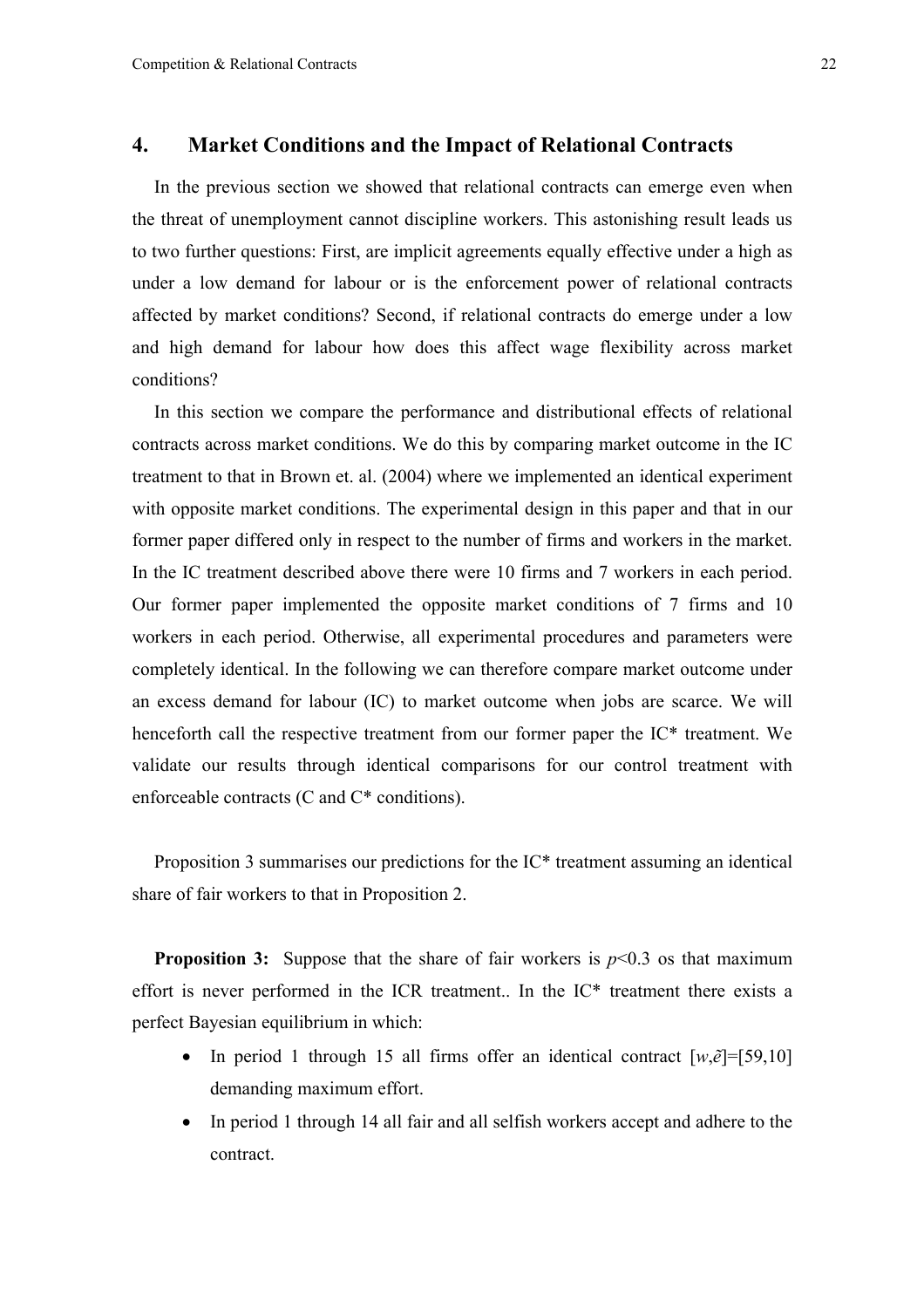## 4. Market Conditions and the Impact of Relational Contracts

In the previous section we showed that relational contracts can emerge even when the threat of unemployment cannot discipline workers. This astonishing result leads us to two further questions: First, are implicit agreements equally effective under a high as under a low demand for labour or is the enforcement power of relational contracts affected by market conditions? Second, if relational contracts do emerge under a low and high demand for labour how does this affect wage flexibility across market conditions?

In this section we compare the performance and distributional effects of relational contracts across market conditions. We do this by comparing market outcome in the IC treatment to that in Brown et. al. (2004) where we implemented an identical experiment with opposite market conditions. The experimental design in this paper and that in our former paper differed only in respect to the number of firms and workers in the market. In the IC treatment described above there were 10 firms and 7 workers in each period. Our former paper implemented the opposite market conditions of 7 firms and 10 workers in each period. Otherwise, all experimental procedures and parameters were completely identical. In the following we can therefore compare market outcome under an excess demand for labour (IC) to market outcome when jobs are scarce. We will henceforth call the respective treatment from our former paper the IC* treatment. We validate our results through identical comparisons for our control treatment with enforceable contracts (C and C* conditions).

Proposition 3 summarises our predictions for the IC* treatment assuming an identical share of fair workers to that in Proposition 2.

**Proposition 3:** Suppose that the share of fair workers is $p<0.3$ os that maximum effort is never performed in the ICR treatment.. In the IC* treatment there exists a perfect Bayesian equilibrium in which:

- In period 1 through 15 all firms offer an identical contract $[w,\tilde{e}]=[59,10]$ demanding maximum effort.
- In period 1 through 14 all fair and all selfish workers accept and adhere to the contract.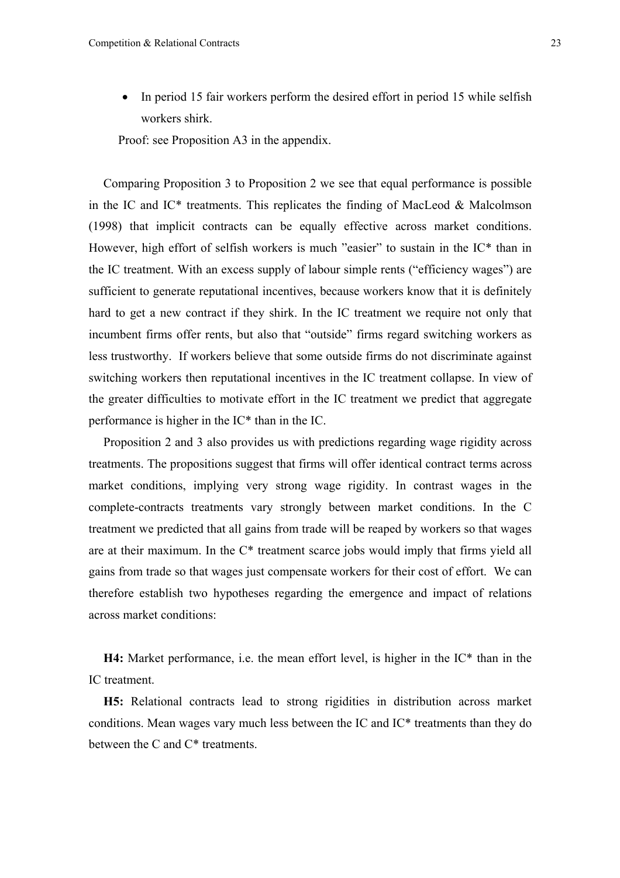- In period 15 fair workers perform the desired effort in period 15 while selfish workers shirk.

Proof: see Proposition A3 in the appendix.

Comparing Proposition 3 to Proposition 2 we see that equal performance is possible in the IC and IC* treatments. This replicates the finding of MacLeod & Malcolmson (1998) that implicit contracts can be equally effective across market conditions. However, high effort of selfish workers is much "easier" to sustain in the IC* than in the IC treatment. With an excess supply of labour simple rents ("efficiency wages") are sufficient to generate reputational incentives, because workers know that it is definitely hard to get a new contract if they shirk. In the IC treatment we require not only that incumbent firms offer rents, but also that "outside" firms regard switching workers as less trustworthy. If workers believe that some outside firms do not discriminate against switching workers then reputational incentives in the IC treatment collapse. In view of the greater difficulties to motivate effort in the IC treatment we predict that aggregate performance is higher in the IC* than in the IC.

Proposition 2 and 3 also provides us with predictions regarding wage rigidity across treatments. The propositions suggest that firms will offer identical contract terms across market conditions, implying very strong wage rigidity. In contrast wages in the complete-contracts treatments vary strongly between market conditions. In the C treatment we predicted that all gains from trade will be reaped by workers so that wages are at their maximum. In the C* treatment scarce jobs would imply that firms yield all gains from trade so that wages just compensate workers for their cost of effort. We can therefore establish two hypotheses regarding the emergence and impact of relations across market conditions:

**H4:** Market performance, i.e. the mean effort level, is higher in the IC* than in the IC treatment.

**H5:** Relational contracts lead to strong rigidities in distribution across market conditions. Mean wages vary much less between the IC and IC* treatments than they do between the C and C* treatments.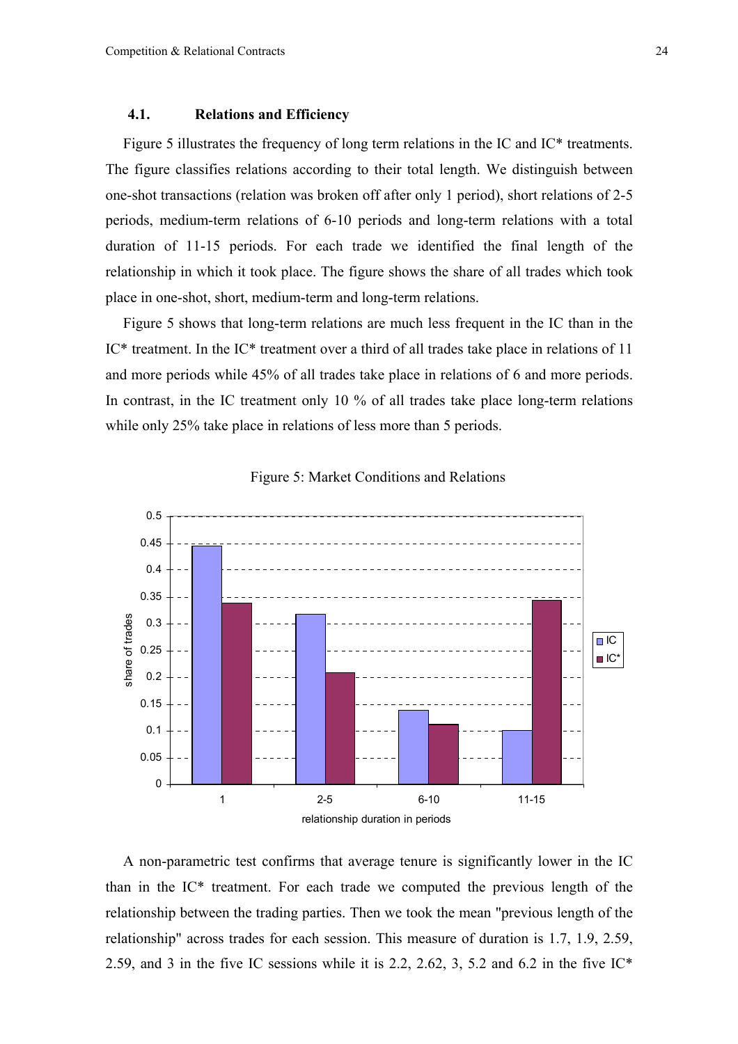### 4.1. Relations and Efficiency

Figure 5 illustrates the frequency of long term relations in the IC and IC* treatments. The figure classifies relations according to their total length. We distinguish between one-shot transactions (relation was broken off after only 1 period), short relations of 2-5 periods, medium-term relations of 6-10 periods and long-term relations with a total duration of 11-15 periods. For each trade we identified the final length of the relationship in which it took place. The figure shows the share of all trades which took place in one-shot, short, medium-term and long-term relations.

Figure 5 shows that long-term relations are much less frequent in the IC than in the IC* treatment. In the IC* treatment over a third of all trades take place in relations of 11 and more periods while 45% of all trades take place in relations of 6 and more periods. In contrast, in the IC treatment only 10 % of all trades take place long-term relations while only 25% take place in relations of less more than 5 periods.

Figure 5: Market Conditions and Relations

A non-parametric test confirms that average tenure is significantly lower in the IC than in the IC* treatment. For each trade we computed the previous length of the relationship between the trading parties. Then we took the mean "previous length of the relationship" across trades for each session. This measure of duration is 1.7, 1.9, 2.59, 2.59, and 3 in the five IC sessions while it is 2.2, 2.62, 3, 5.2 and 6.2 in the five IC*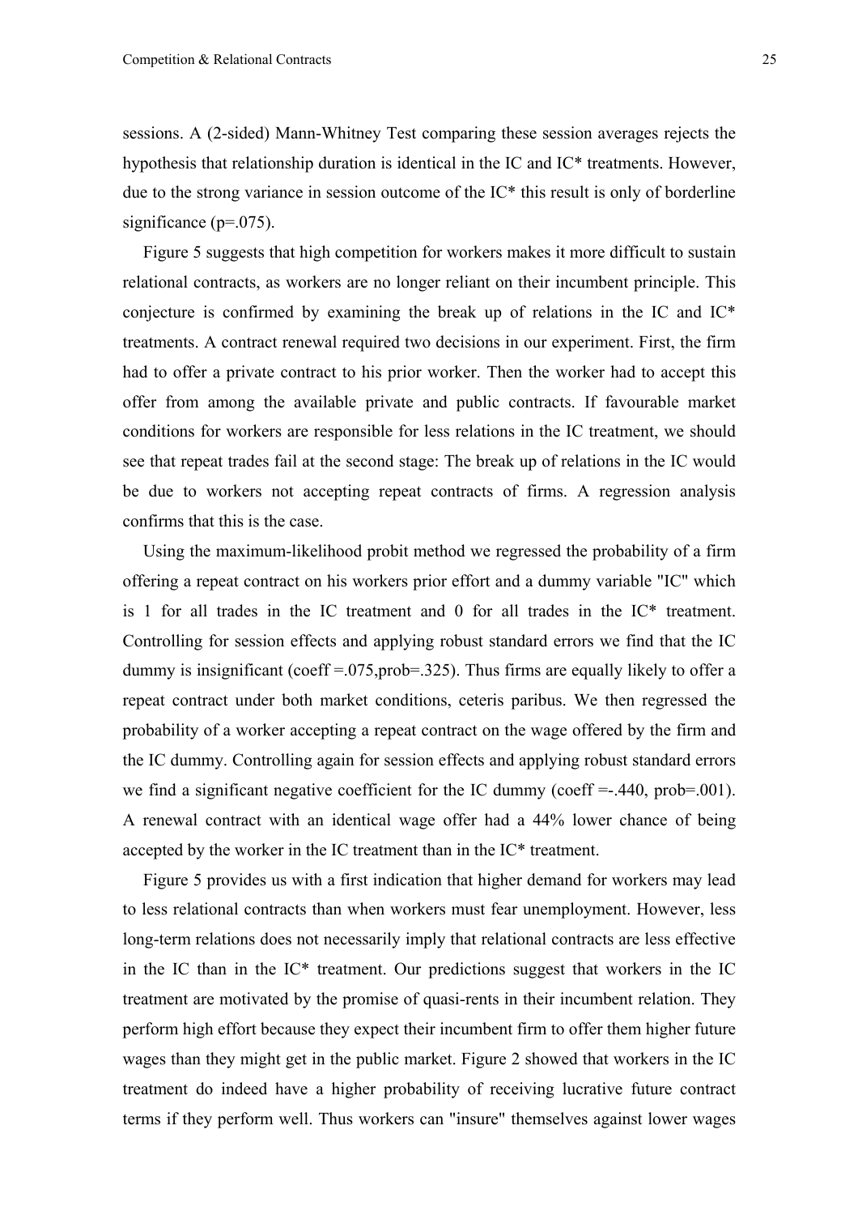sessions. A (2-sided) Mann-Whitney Test comparing these session averages rejects the hypothesis that relationship duration is identical in the IC and IC* treatments. However, due to the strong variance in session outcome of the IC* this result is only of borderline significance (p=.075).

Figure 5 suggests that high competition for workers makes it more difficult to sustain relational contracts, as workers are no longer reliant on their incumbent principle. This conjecture is confirmed by examining the break up of relations in the IC and IC* treatments. A contract renewal required two decisions in our experiment. First, the firm had to offer a private contract to his prior worker. Then the worker had to accept this offer from among the available private and public contracts. If favourable market conditions for workers are responsible for less relations in the IC treatment, we should see that repeat trades fail at the second stage: The break up of relations in the IC would be due to workers not accepting repeat contracts of firms. A regression analysis confirms that this is the case.

Using the maximum-likelihood probit method we regressed the probability of a firm offering a repeat contract on his workers prior effort and a dummy variable "IC" which is 1 for all trades in the IC treatment and 0 for all trades in the IC* treatment. Controlling for session effects and applying robust standard errors we find that the IC dummy is insignificant (coeff =.075,prob=.325). Thus firms are equally likely to offer a repeat contract under both market conditions, ceteris paribus. We then regressed the probability of a worker accepting a repeat contract on the wage offered by the firm and the IC dummy. Controlling again for session effects and applying robust standard errors we find a significant negative coefficient for the IC dummy (coeff =-.440, prob=.001). A renewal contract with an identical wage offer had a 44% lower chance of being accepted by the worker in the IC treatment than in the IC* treatment.

Figure 5 provides us with a first indication that higher demand for workers may lead to less relational contracts than when workers must fear unemployment. However, less long-term relations does not necessarily imply that relational contracts are less effective in the IC than in the IC* treatment. Our predictions suggest that workers in the IC treatment are motivated by the promise of quasi-rents in their incumbent relation. They perform high effort because they expect their incumbent firm to offer them higher future wages than they might get in the public market. Figure 2 showed that workers in the IC treatment do indeed have a higher probability of receiving lucrative future contract terms if they perform well. Thus workers can "insure" themselves against lower wages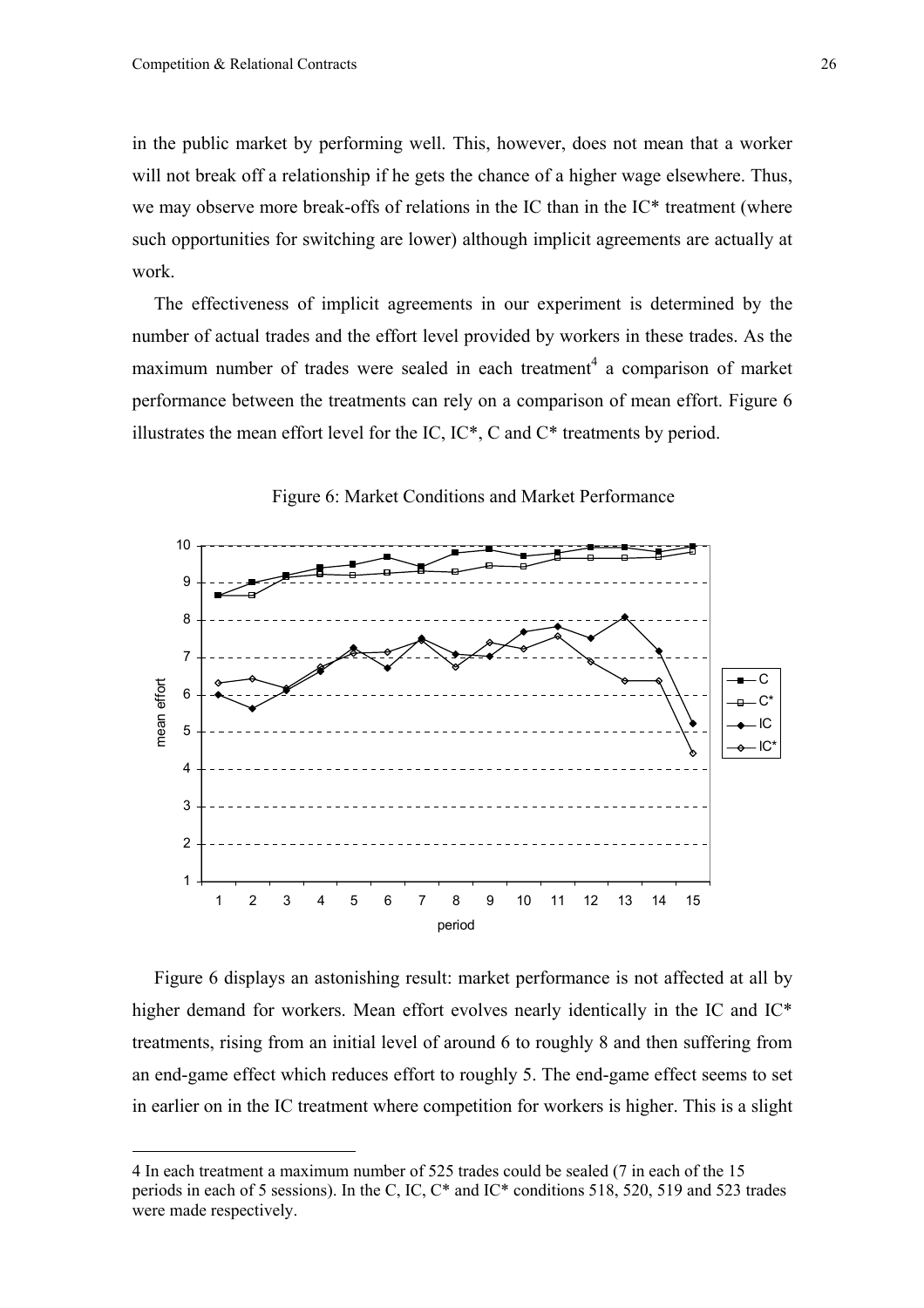in the public market by performing well. This, however, does not mean that a worker will not break off a relationship if he gets the chance of a higher wage elsewhere. Thus, we may observe more break-offs of relations in the IC than in the IC* treatment (where such opportunities for switching are lower) although implicit agreements are actually at work.

The effectiveness of implicit agreements in our experiment is determined by the number of actual trades and the effort level provided by workers in these trades. As the maximum number of trades were sealed in each treatment[4] a comparison of market performance between the treatments can rely on a comparison of mean effort. Figure 6 illustrates the mean effort level for the IC, IC*, C and C* treatments by period.

Figure 6: Market Conditions and Market Performance

Figure 6 displays an astonishing result: market performance is not affected at all by higher demand for workers. Mean effort evolves nearly identically in the IC and IC* treatments, rising from an initial level of around 6 to roughly 8 and then suffering from an end-game effect which reduces effort to roughly 5. The end-game effect seems to set in earlier on in the IC treatment where competition for workers is higher. This is a slight

4 In each treatment a maximum number of 525 trades could be sealed (7 in each of the 15 periods in each of 5 sessions). In the C, IC, C* and IC* conditions 518, 520, 519 and 523 trades were made respectively.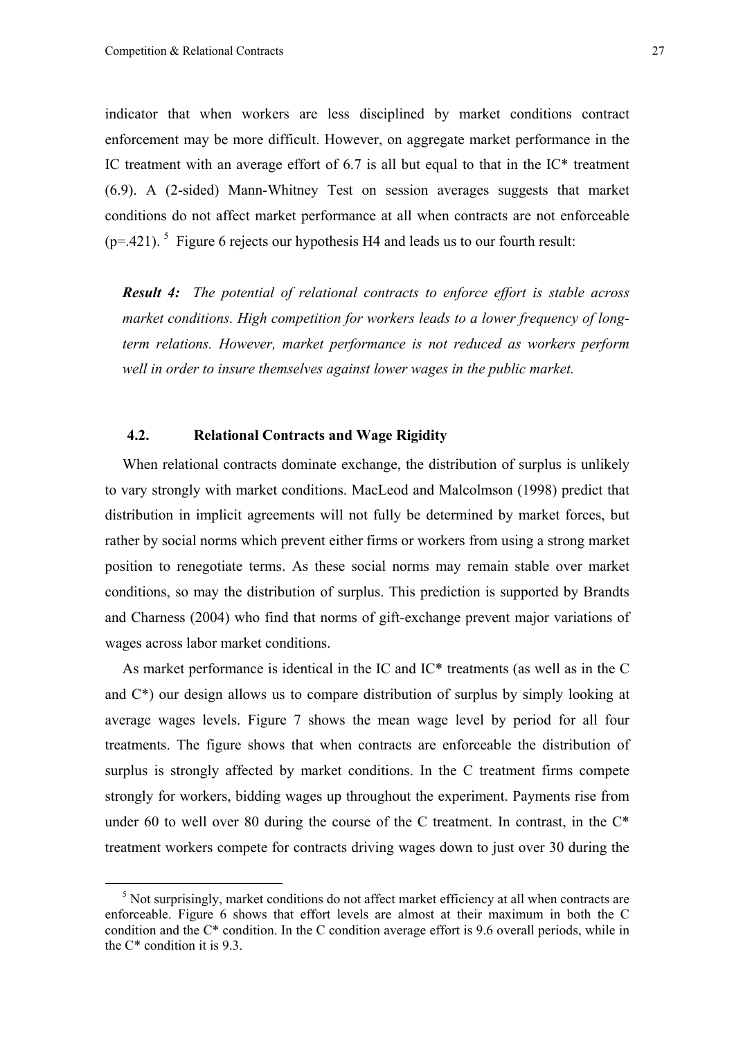indicator that when workers are less disciplined by market conditions contract enforcement may be more difficult. However, on aggregate market performance in the IC treatment with an average effort of 6.7 is all but equal to that in the IC* treatment (6.9). A (2-sided) Mann-Whitney Test on session averages suggests that market conditions do not affect market performance at all when contracts are not enforceable ($p=.421$).[5] Figure 6 rejects our hypothesis H4 and leads us to our fourth result:

> ***Result 4:*** *The potential of relational contracts to enforce effort is stable across market conditions. High competition for workers leads to a lower frequency of long-term relations. However, market performance is not reduced as workers perform well in order to insure themselves against lower wages in the public market.*

### 4.2. Relational Contracts and Wage Rigidity

When relational contracts dominate exchange, the distribution of surplus is unlikely to vary strongly with market conditions. MacLeod and Malcolmson (1998) predict that distribution in implicit agreements will not fully be determined by market forces, but rather by social norms which prevent either firms or workers from using a strong market position to renegotiate terms. As these social norms may remain stable over market conditions, so may the distribution of surplus. This prediction is supported by Brandts and Charness (2004) who find that norms of gift-exchange prevent major variations of wages across labor market conditions.

As market performance is identical in the IC and IC* treatments (as well as in the C and C*) our design allows us to compare distribution of surplus by simply looking at average wages levels. Figure 7 shows the mean wage level by period for all four treatments. The figure shows that when contracts are enforceable the distribution of surplus is strongly affected by market conditions. In the C treatment firms compete strongly for workers, bidding wages up throughout the experiment. Payments rise from under 60 to well over 80 during the course of the C treatment. In contrast, in the C* treatment workers compete for contracts driving wages down to just over 30 during the

[5] Not surprisingly, market conditions do not affect market efficiency at all when contracts are enforceable. Figure 6 shows that effort levels are almost at their maximum in both the C condition and the C* condition. In the C condition average effort is 9.6 overall periods, while in the C* condition it is 9.3.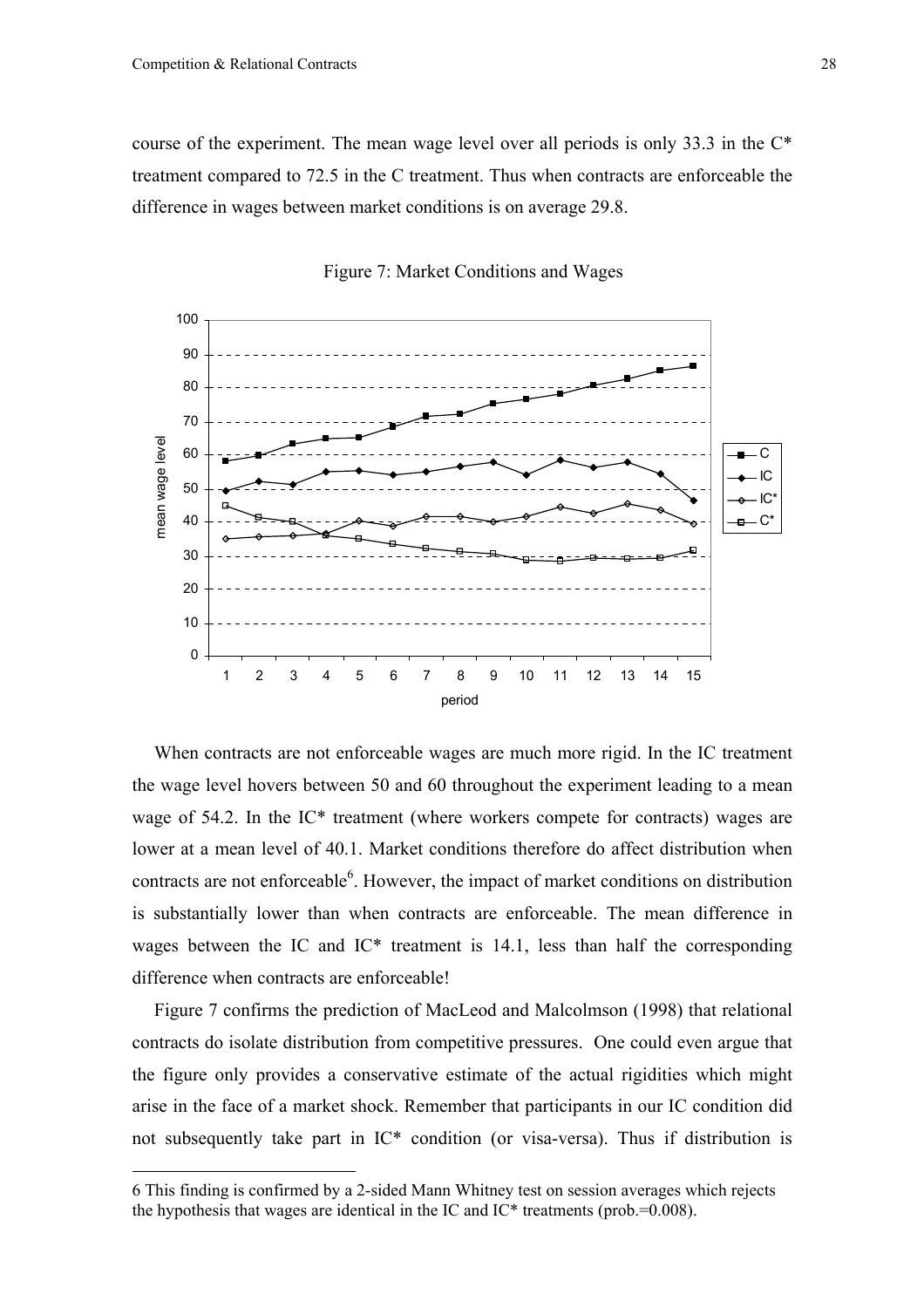course of the experiment. The mean wage level over all periods is only 33.3 in the C* treatment compared to 72.5 in the C treatment. Thus when contracts are enforceable the difference in wages between market conditions is on average 29.8.

Figure 7: Market Conditions and Wages

When contracts are not enforceable wages are much more rigid. In the IC treatment the wage level hovers between 50 and 60 throughout the experiment leading to a mean wage of 54.2. In the IC* treatment (where workers compete for contracts) wages are lower at a mean level of 40.1. Market conditions therefore do affect distribution when contracts are not enforceable[6]. However, the impact of market conditions on distribution is substantially lower than when contracts are enforceable. The mean difference in wages between the IC and IC* treatment is 14.1, less than half the corresponding difference when contracts are enforceable!

Figure 7 confirms the prediction of MacLeod and Malcolmson (1998) that relational contracts do isolate distribution from competitive pressures. One could even argue that the figure only provides a conservative estimate of the actual rigidities which might arise in the face of a market shock. Remember that participants in our IC condition did not subsequently take part in IC* condition (or visa-versa). Thus if distribution is

6 This finding is confirmed by a 2-sided Mann Whitney test on session averages which rejects the hypothesis that wages are identical in the IC and IC* treatments (prob.=0.008).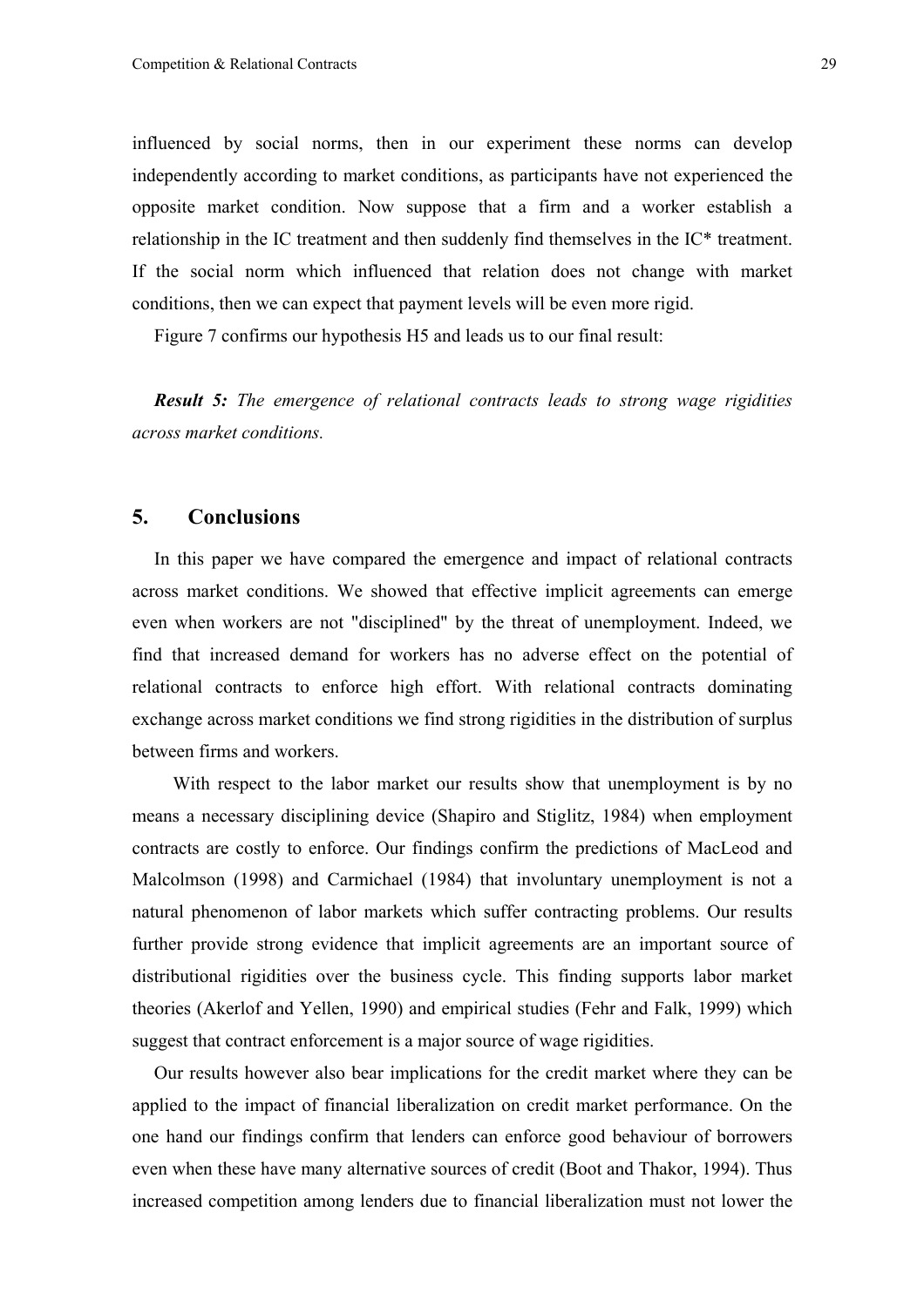influenced by social norms, then in our experiment these norms can develop independently according to market conditions, as participants have not experienced the opposite market condition. Now suppose that a firm and a worker establish a relationship in the IC treatment and then suddenly find themselves in the IC* treatment. If the social norm which influenced that relation does not change with market conditions, then we can expect that payment levels will be even more rigid.

Figure 7 confirms our hypothesis H5 and leads us to our final result:

***Result 5:*** *The emergence of relational contracts leads to strong wage rigidities across market conditions.*

## 5. Conclusions

In this paper we have compared the emergence and impact of relational contracts across market conditions. We showed that effective implicit agreements can emerge even when workers are not "disciplined" by the threat of unemployment. Indeed, we find that increased demand for workers has no adverse effect on the potential of relational contracts to enforce high effort. With relational contracts dominating exchange across market conditions we find strong rigidities in the distribution of surplus between firms and workers.

With respect to the labor market our results show that unemployment is by no means a necessary disciplining device (Shapiro and Stiglitz, 1984) when employment contracts are costly to enforce. Our findings confirm the predictions of MacLeod and Malcolmson (1998) and Carmichael (1984) that involuntary unemployment is not a natural phenomenon of labor markets which suffer contracting problems. Our results further provide strong evidence that implicit agreements are an important source of distributional rigidities over the business cycle. This finding supports labor market theories (Akerlof and Yellen, 1990) and empirical studies (Fehr and Falk, 1999) which suggest that contract enforcement is a major source of wage rigidities.

Our results however also bear implications for the credit market where they can be applied to the impact of financial liberalization on credit market performance. On the one hand our findings confirm that lenders can enforce good behaviour of borrowers even when these have many alternative sources of credit (Boot and Thakor, 1994). Thus increased competition among lenders due to financial liberalization must not lower the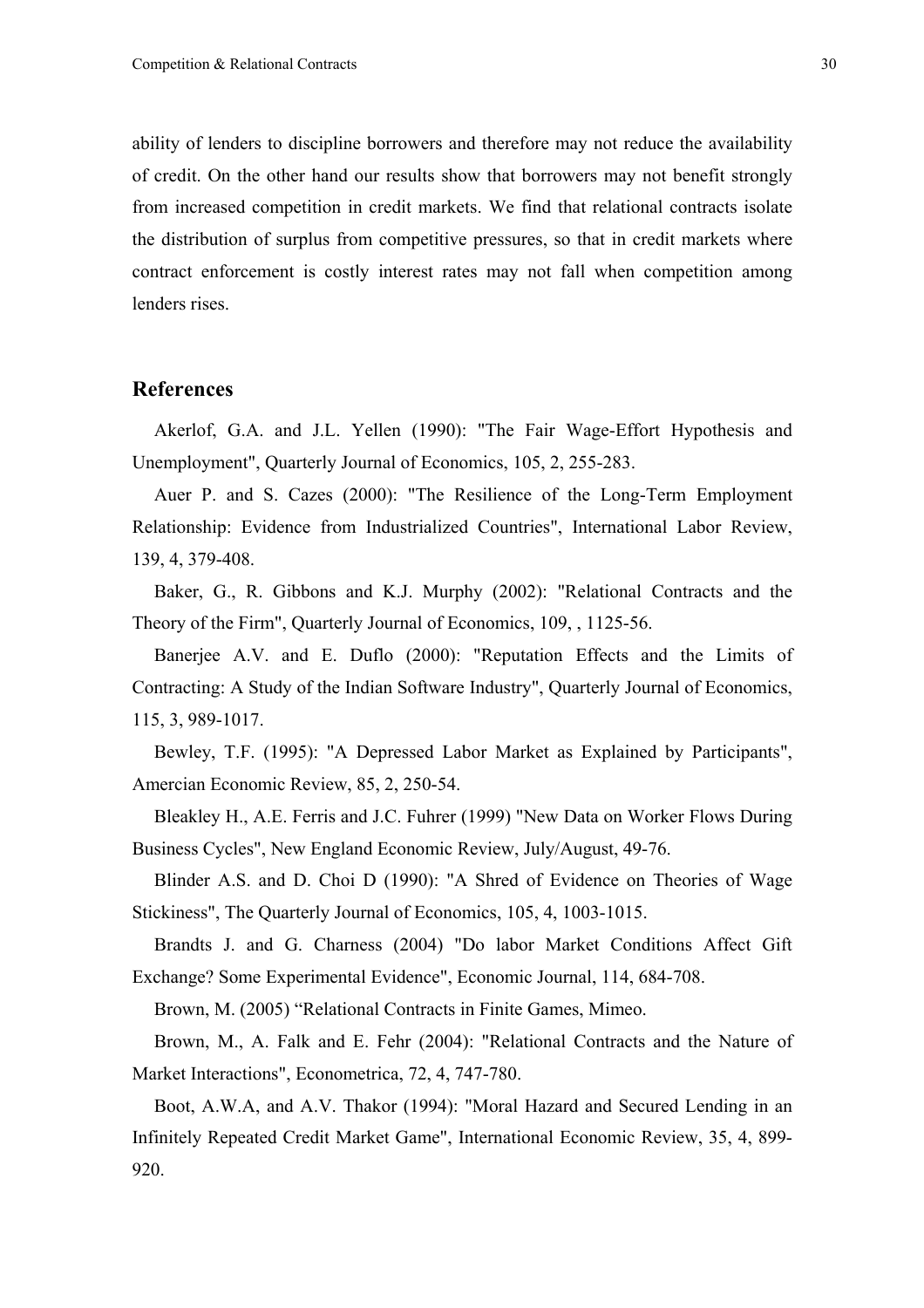ability of lenders to discipline borrowers and therefore may not reduce the availability of credit. On the other hand our results show that borrowers may not benefit strongly from increased competition in credit markets. We find that relational contracts isolate the distribution of surplus from competitive pressures, so that in credit markets where contract enforcement is costly interest rates may not fall when competition among lenders rises.

## References

Akerlof, G.A. and J.L. Yellen (1990): "The Fair Wage-Effort Hypothesis and Unemployment", Quarterly Journal of Economics, 105, 2, 255-283.

Auer P. and S. Cazes (2000): "The Resilience of the Long-Term Employment Relationship: Evidence from Industrialized Countries", International Labor Review, 139, 4, 379-408.

Baker, G., R. Gibbons and K.J. Murphy (2002): "Relational Contracts and the Theory of the Firm", Quarterly Journal of Economics, 109, , 1125-56.

Banerjee A.V. and E. Duflo (2000): "Reputation Effects and the Limits of Contracting: A Study of the Indian Software Industry", Quarterly Journal of Economics, 115, 3, 989-1017.

Bewley, T.F. (1995): "A Depressed Labor Market as Explained by Participants", Amercian Economic Review, 85, 2, 250-54.

Bleakley H., A.E. Ferris and J.C. Fuhrer (1999) "New Data on Worker Flows During Business Cycles", New England Economic Review, July/August, 49-76.

Blinder A.S. and D. Choi D (1990): "A Shred of Evidence on Theories of Wage Stickiness", The Quarterly Journal of Economics, 105, 4, 1003-1015.

Brandts J. and G. Charness (2004) "Do labor Market Conditions Affect Gift Exchange? Some Experimental Evidence", Economic Journal, 114, 684-708.

Brown, M. (2005) "Relational Contracts in Finite Games, Mimeo.

Brown, M., A. Falk and E. Fehr (2004): "Relational Contracts and the Nature of Market Interactions", Econometrica, 72, 4, 747-780.

Boot, A.W.A, and A.V. Thakor (1994): "Moral Hazard and Secured Lending in an Infinitely Repeated Credit Market Game", International Economic Review, 35, 4, 899-920.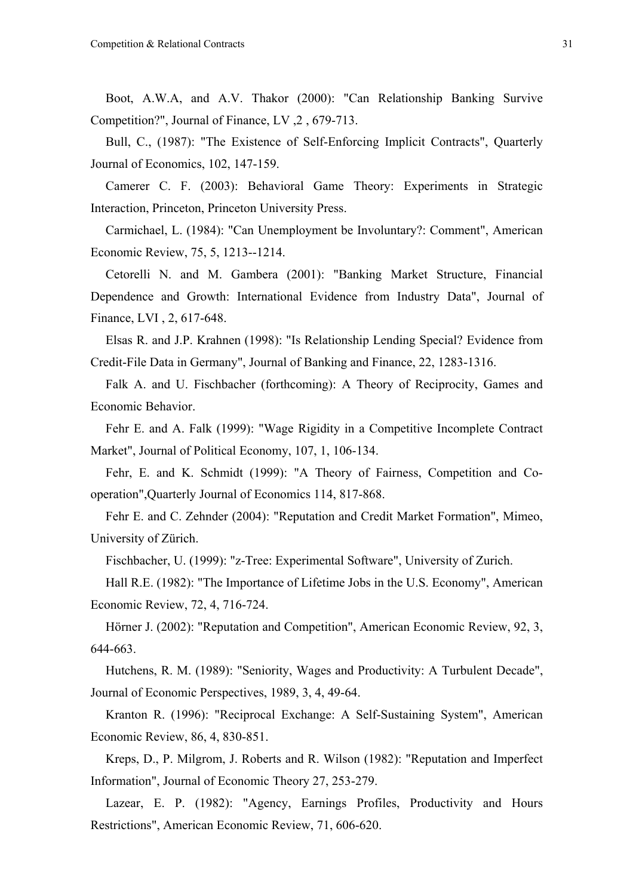Boot, A.W.A, and A.V. Thakor (2000): "Can Relationship Banking Survive Competition?", Journal of Finance, LV ,2 , 679-713.

Bull, C., (1987): "The Existence of Self-Enforcing Implicit Contracts", Quarterly Journal of Economics, 102, 147-159.

Camerer C. F. (2003): Behavioral Game Theory: Experiments in Strategic Interaction, Princeton, Princeton University Press.

Carmichael, L. (1984): "Can Unemployment be Involuntary?: Comment", American Economic Review, 75, 5, 1213--1214.

Cetorelli N. and M. Gambera (2001): "Banking Market Structure, Financial Dependence and Growth: International Evidence from Industry Data", Journal of Finance, LVI , 2, 617-648.

Elsas R. and J.P. Krahnen (1998): "Is Relationship Lending Special? Evidence from Credit-File Data in Germany", Journal of Banking and Finance, 22, 1283-1316.

Falk A. and U. Fischbacher (forthcoming): A Theory of Reciprocity, Games and Economic Behavior.

Fehr E. and A. Falk (1999): "Wage Rigidity in a Competitive Incomplete Contract Market", Journal of Political Economy, 107, 1, 106-134.

Fehr, E. and K. Schmidt (1999): "A Theory of Fairness, Competition and Co-operation",Quarterly Journal of Economics 114, 817-868.

Fehr E. and C. Zehnder (2004): "Reputation and Credit Market Formation", Mimeo, University of Zürich.

Fischbacher, U. (1999): "z-Tree: Experimental Software", University of Zurich.

Hall R.E. (1982): "The Importance of Lifetime Jobs in the U.S. Economy", American Economic Review, 72, 4, 716-724.

Hörner J. (2002): "Reputation and Competition", American Economic Review, 92, 3, 644-663.

Hutchens, R. M. (1989): "Seniority, Wages and Productivity: A Turbulent Decade", Journal of Economic Perspectives, 1989, 3, 4, 49-64.

Kranton R. (1996): "Reciprocal Exchange: A Self-Sustaining System", American Economic Review, 86, 4, 830-851.

Kreps, D., P. Milgrom, J. Roberts and R. Wilson (1982): "Reputation and Imperfect Information", Journal of Economic Theory 27, 253-279.

Lazear, E. P. (1982): "Agency, Earnings Profiles, Productivity and Hours Restrictions", American Economic Review, 71, 606-620.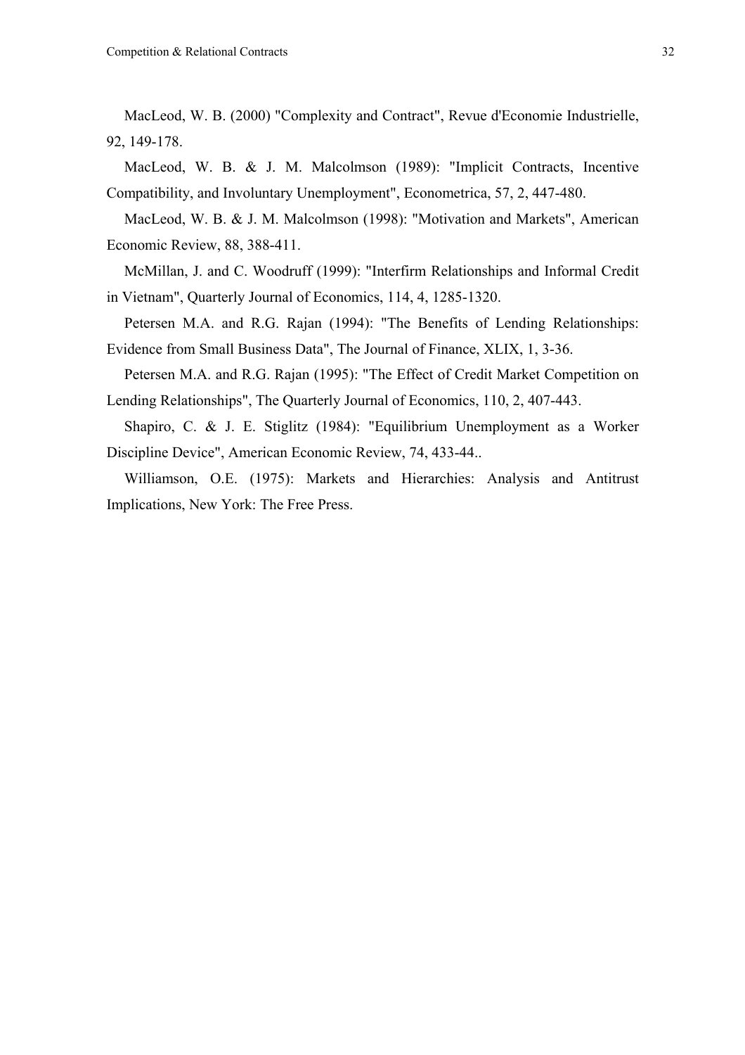MacLeod, W. B. (2000) "Complexity and Contract", Revue d'Economie Industrielle, 92, 149-178.

MacLeod, W. B. & J. M. Malcolmson (1989): "Implicit Contracts, Incentive Compatibility, and Involuntary Unemployment", Econometrica, 57, 2, 447-480.

MacLeod, W. B. & J. M. Malcolmson (1998): "Motivation and Markets", American Economic Review, 88, 388-411.

McMillan, J. and C. Woodruff (1999): "Interfirm Relationships and Informal Credit in Vietnam", Quarterly Journal of Economics, 114, 4, 1285-1320.

Petersen M.A. and R.G. Rajan (1994): "The Benefits of Lending Relationships: Evidence from Small Business Data", The Journal of Finance, XLIX, 1, 3-36.

Petersen M.A. and R.G. Rajan (1995): "The Effect of Credit Market Competition on Lending Relationships", The Quarterly Journal of Economics, 110, 2, 407-443.

Shapiro, C. & J. E. Stiglitz (1984): "Equilibrium Unemployment as a Worker Discipline Device", American Economic Review, 74, 433-44..

Williamson, O.E. (1975): Markets and Hierarchies: Analysis and Antitrust Implications, New York: The Free Press.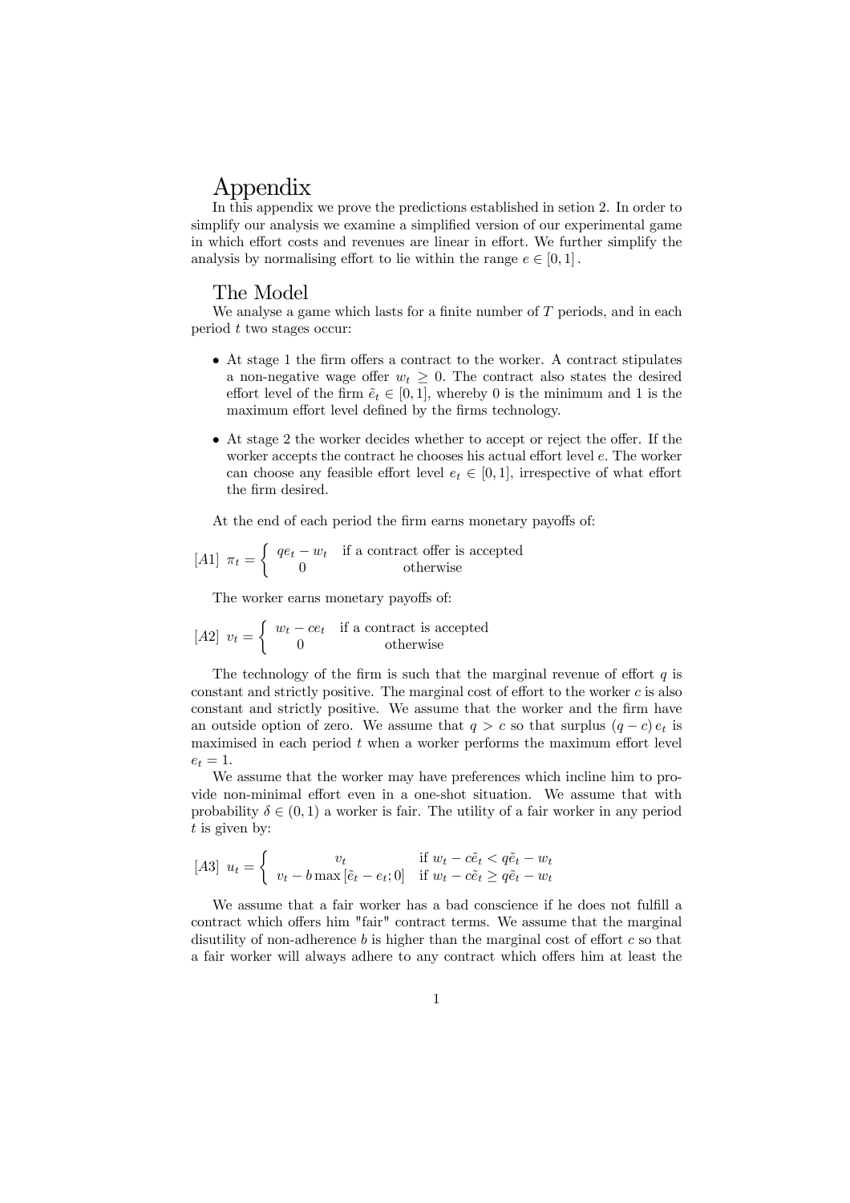# Appendix

In this appendix we prove the predictions established in setion 2. In order to simplify our analysis we examine a simplified version of our experimental game in which effort costs and revenues are linear in effort. We further simplify the analysis by normalising effort to lie within the range $e \in [0,1]$.

## The Model

We analyse a game which lasts for a finite number of $T$ periods, and in each period $t$ two stages occur:

- At stage 1 the firm offers a contract to the worker. A contract stipulates a non-negative wage offer $w_t \geq 0$. The contract also states the desired effort level of the firm $\tilde{e}_t \in [0,1]$, whereby 0 is the minimum and 1 is the maximum effort level defined by the firms technology.
- At stage 2 the worker decides whether to accept or reject the offer. If the worker accepts the contract he chooses his actual effort level $e$. The worker can choose any feasible effort level $e_t \in [0,1]$, irrespective of what effort the firm desired.

At the end of each period the firm earns monetary payoffs of:

$$[A1]\ \ \pi_t = \begin{cases} qe_t - w_t & \text{if a contract offer is accepted} \\ 0 & \text{otherwise} \end{cases}$$

The worker earns monetary payoffs of:

$$[A2]\ \ v_t = \begin{cases} w_t - ce_t & \text{if a contract is accepted} \\ 0 & \text{otherwise} \end{cases}$$

The technology of the firm is such that the marginal revenue of effort $q$ is constant and strictly positive. The marginal cost of effort to the worker $c$ is also constant and strictly positive. We assume that the worker and the firm have an outside option of zero. We assume that $q > c$ so that surplus $(q - c)\, e_t$ is maximised in each period $t$ when a worker performs the maximum effort level $e_t = 1$.

We assume that the worker may have preferences which incline him to provide non-minimal effort even in a one-shot situation. We assume that with probability $\delta \in (0,1)$ a worker is fair. The utility of a fair worker in any period $t$ is given by:

$$[A3]\ \ u_t = \begin{cases} v_t & \text{if } w_t - c\tilde{e}_t < q\tilde{e}_t - w_t \\ v_t - b \max\left[\tilde{e}_t - e_t; 0\right] & \text{if } w_t - c\tilde{e}_t \geq q\tilde{e}_t - w_t \end{cases}$$

We assume that a fair worker has a bad conscience if he does not fulfill a contract which offers him "fair" contract terms. We assume that the marginal disutility of non-adherence $b$ is higher than the marginal cost of effort $c$ so that a fair worker will always adhere to any contract which offers him at least the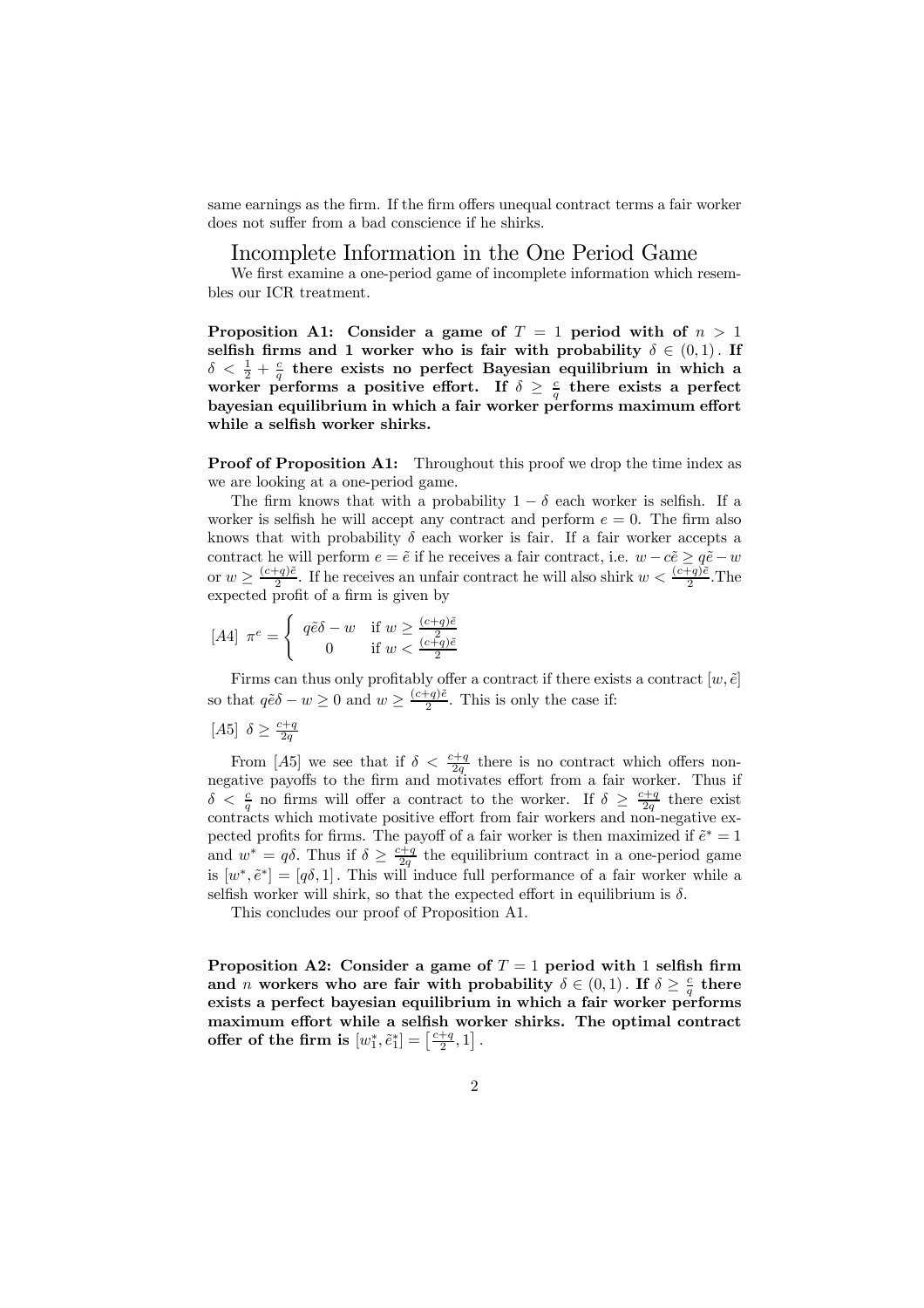same earnings as the firm. If the firm offers unequal contract terms a fair worker does not suffer from a bad conscience if he shirks.

## Incomplete Information in the One Period Game

We first examine a one-period game of incomplete information which resembles our ICR treatment.

**Proposition A1: Consider a game of $T = 1$ period with of $n > 1$ selfish firms and 1 worker who is fair with probability $\delta \in (0, 1)$. If $\delta < \frac{1}{2} + \frac{c}{q}$ there exists no perfect Bayesian equilibrium in which a worker performs a positive effort. If $\delta \geq \frac{c}{q}$ there exists a perfect bayesian equilibrium in which a fair worker performs maximum effort while a selfish worker shirks.**

**Proof of Proposition A1:** Throughout this proof we drop the time index as we are looking at a one-period game.

The firm knows that with a probability $1 - \delta$ each worker is selfish. If a worker is selfish he will accept any contract and perform $e = 0$. The firm also knows that with probability $\delta$ each worker is fair. If a fair worker accepts a contract he will perform $e = \tilde{e}$ if he receives a fair contract, i.e. $w - c\tilde{e} \geq q\tilde{e} - w$ or $w \geq \frac{(c+q)\tilde{e}}{2}$. If he receives an unfair contract he will also shirk $w < \frac{(c+q)\tilde{e}}{2}$.The expected profit of a firm is given by

$$[A4] \;\; \pi^e = \begin{cases} q\tilde{e}\delta - w & \text{if } w \geq \frac{(c+q)\tilde{e}}{2} \\ 0 & \text{if } w < \frac{(c+q)\tilde{e}}{2} \end{cases}$$

Firms can thus only profitably offer a contract if there exists a contract $[w, \tilde{e}]$ so that $q\tilde{e}\delta - w \geq 0$ and $w \geq \frac{(c+q)\tilde{e}}{2}$. This is only the case if:

$$[A5] \;\; \delta \geq \frac{c+q}{2q}$$

From $[A5]$ we see that if $\delta < \frac{c+q}{2q}$ there is no contract which offers non-negative payoffs to the firm and motivates effort from a fair worker. Thus if $\delta < \frac{c}{q}$ no firms will offer a contract to the worker. If $\delta \geq \frac{c+q}{2q}$ there exist contracts which motivate positive effort from fair workers and non-negative expected profits for firms. The payoff of a fair worker is then maximized if $\tilde{e}^* = 1$ and $w^* = q\delta$. Thus if $\delta \geq \frac{c+q}{2q}$ the equilibrium contract in a one-period game is $[w^*, \tilde{e}^*] = [q\delta, 1]$. This will induce full performance of a fair worker while a selfish worker will shirk, so that the expected effort in equilibrium is $\delta$.

This concludes our proof of Proposition A1.

**Proposition A2: Consider a game of $T = 1$ period with 1 selfish firm and $n$ workers who are fair with probability $\delta \in (0, 1)$. If $\delta \geq \frac{c}{q}$ there exists a perfect bayesian equilibrium in which a fair worker performs maximum effort while a selfish worker shirks. The optimal contract offer of the firm is $[w_1^*, \tilde{e}_1^*] = \left[\frac{c+q}{2}, 1\right]$.**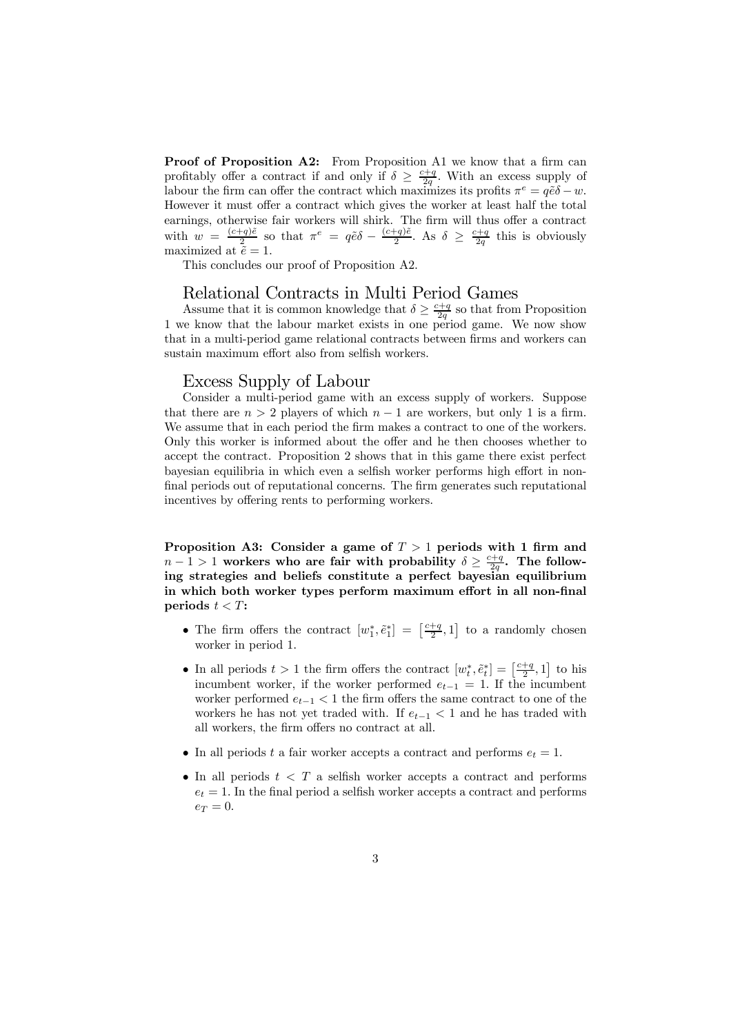**Proof of Proposition A2:** From Proposition A1 we know that a firm can profitably offer a contract if and only if $\delta \geq \frac{c+q}{2q}$. With an excess supply of labour the firm can offer the contract which maximizes its profits $\pi^e = q\tilde{e}\delta - w$. However it must offer a contract which gives the worker at least half the total earnings, otherwise fair workers will shirk. The firm will thus offer a contract with $w = \frac{(c+q)\tilde{e}}{2}$ so that $\pi^e = q\tilde{e}\delta - \frac{(c+q)\tilde{e}}{2}$. As $\delta \geq \frac{c+q}{2q}$ this is obviously maximized at $\tilde{e} = 1$.

This concludes our proof of Proposition A2.

## Relational Contracts in Multi Period Games

Assume that it is common knowledge that $\delta \geq \frac{c+q}{2q}$ so that from Proposition 1 we know that the labour market exists in one period game. We now show that in a multi-period game relational contracts between firms and workers can sustain maximum effort also from selfish workers.

## Excess Supply of Labour

Consider a multi-period game with an excess supply of workers. Suppose that there are $n > 2$ players of which $n-1$ are workers, but only 1 is a firm. We assume that in each period the firm makes a contract to one of the workers. Only this worker is informed about the offer and he then chooses whether to accept the contract. Proposition 2 shows that in this game there exist perfect bayesian equilibria in which even a selfish worker performs high effort in non-final periods out of reputational concerns. The firm generates such reputational incentives by offering rents to performing workers.

**Proposition A3: Consider a game of $T > 1$ periods with 1 firm and $n-1 > 1$ workers who are fair with probability $\delta \geq \frac{c+q}{2q}$. The following strategies and beliefs constitute a perfect bayesian equilibrium in which both worker types perform maximum effort in all non-final periods $t < T$:**

- The firm offers the contract $[w_1^*, \tilde{e}_1^*] = \left[\frac{c+q}{2}, 1\right]$ to a randomly chosen worker in period 1.
- In all periods $t > 1$ the firm offers the contract $[w_t^*, \tilde{e}_t^*] = \left[\frac{c+q}{2}, 1\right]$ to his incumbent worker, if the worker performed $e_{t-1} = 1$. If the incumbent worker performed $e_{t-1} < 1$ the firm offers the same contract to one of the workers he has not yet traded with. If $e_{t-1} < 1$ and he has traded with all workers, the firm offers no contract at all.
- In all periods $t$ a fair worker accepts a contract and performs $e_t = 1$.
- In all periods $t < T$ a selfish worker accepts a contract and performs $e_t = 1$. In the final period a selfish worker accepts a contract and performs $e_T = 0$.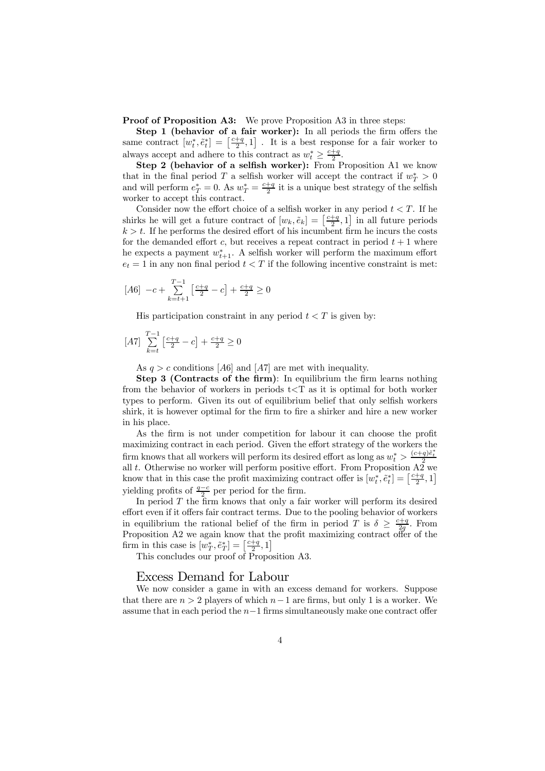**Proof of Proposition A3:** We prove Proposition A3 in three steps:

**Step 1 (behavior of a fair worker):** In all periods the firm offers the same contract $[w_t^*, \tilde{e}_t^*] = \left[\frac{c+q}{2}, 1\right]$ . It is a best response for a fair worker to always accept and adhere to this contract as $w_t^* \geq \frac{c+q}{2}$.

**Step 2 (behavior of a selfish worker):** From Proposition A1 we know that in the final period $T$ a selfish worker will accept the contract if $w_T^* > 0$ and will perform $e_T^* = 0$. As $w_T^* = \frac{c+q}{2}$ it is a unique best strategy of the selfish worker to accept this contract.

Consider now the effort choice of a selfish worker in any period $t < T$. If he shirks he will get a future contract of $[w_k, \tilde{e}_k] = \left[\frac{c+q}{2}, 1\right]$ in all future periods $k > t$. If he performs the desired effort of his incumbent firm he incurs the costs for the demanded effort $c$, but receives a repeat contract in period $t+1$ where he expects a payment $w_{t+1}^*$. A selfish worker will perform the maximum effort $e_t = 1$ in any non final period $t < T$ if the following incentive constraint is met:

$$[A6] \ -c + \sum_{k=t+1}^{T-1} \left[\tfrac{c+q}{2} - c\right] + \tfrac{c+q}{2} \geq 0$$

His participation constraint in any period $t < T$ is given by:

$$[A7] \ \sum_{k=t}^{T-1} \left[\tfrac{c+q}{2} - c\right] + \tfrac{c+q}{2} \geq 0$$

As $q > c$ conditions $[A6]$ and $[A7]$ are met with inequality.

**Step 3 (Contracts of the firm)**: In equilibrium the firm learns nothing from the behavior of workers in periods t<T as it is optimal for both worker types to perform. Given its out of equilibrium belief that only selfish workers shirk, it is however optimal for the firm to fire a shirker and hire a new worker in his place.

As the firm is not under competition for labour it can choose the profit maximizing contract in each period. Given the effort strategy of the workers the firm knows that all workers will perform its desired effort as long as $w_t^* > \frac{(c+q)\tilde{e}_t^*}{2}$ all $t$. Otherwise no worker will perform positive effort. From Proposition A2 we know that in this case the profit maximizing contract offer is $[w_t^*, \tilde{e}_t^*] = \left[\frac{c+q}{2}, 1\right]$ yielding profits of $\frac{q-c}{2}$ per period for the firm.

In period $T$ the firm knows that only a fair worker will perform its desired effort even if it offers fair contract terms. Due to the pooling behavior of workers in equilibrium the rational belief of the firm in period $T$ is $\delta \geq \frac{c+q}{2q}$. From Proposition A2 we again know that the profit maximizing contract offer of the firm in this case is $[w_T^*, \tilde{e}_T^*] = \left[\frac{c+q}{2}, 1\right]$

This concludes our proof of Proposition A3.

## Excess Demand for Labour

We now consider a game in with an excess demand for workers. Suppose that there are $n > 2$ players of which $n-1$ are firms, but only 1 is a worker. We assume that in each period the $n-1$ firms simultaneously make one contract offer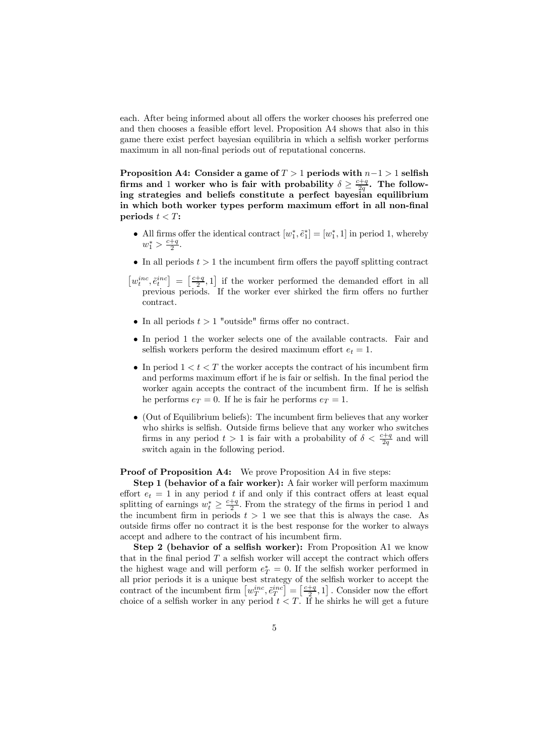each. After being informed about all offers the worker chooses his preferred one and then chooses a feasible effort level. Proposition A4 shows that also in this game there exist perfect bayesian equilibria in which a selfish worker performs maximum in all non-final periods out of reputational concerns.

**Proposition A4: Consider a game of $T > 1$ periods with $n-1 > 1$ selfish firms and 1 worker who is fair with probability $\delta \geq \frac{c+q}{2q}$. The following strategies and beliefs constitute a perfect bayesian equilibrium in which both worker types perform maximum effort in all non-final periods $t < T$:**

- All firms offer the identical contract $[w_1^*, \tilde{e}_1^*] = [w_1^*, 1]$ in period 1, whereby $w_1^* > \frac{c+q}{2}$.
- In all periods $t > 1$ the incumbent firm offers the payoff splitting contract $\left[w_t^{inc}, \tilde{e}_t^{inc}\right] = \left[\frac{c+q}{2}, 1\right]$ if the worker performed the demanded effort in all previous periods. If the worker ever shirked the firm offers no further contract.
- In all periods $t > 1$ "outside" firms offer no contract.
- In period 1 the worker selects one of the available contracts. Fair and selfish workers perform the desired maximum effort $e_t = 1$.
- In period $1 < t < T$ the worker accepts the contract of his incumbent firm and performs maximum effort if he is fair or selfish. In the final period the worker again accepts the contract of the incumbent firm. If he is selfish he performs $e_T = 0$. If he is fair he performs $e_T = 1$.
- (Out of Equilibrium beliefs): The incumbent firm believes that any worker who shirks is selfish. Outside firms believe that any worker who switches firms in any period $t > 1$ is fair with a probability of $\delta < \frac{c+q}{2q}$ and will switch again in the following period.

**Proof of Proposition A4:** We prove Proposition A4 in five steps:

**Step 1 (behavior of a fair worker):** A fair worker will perform maximum effort $e_t = 1$ in any period $t$ if and only if this contract offers at least equal splitting of earnings $w_t^* \geq \frac{c+q}{2}$. From the strategy of the firms in period 1 and the incumbent firm in periods $t > 1$ we see that this is always the case. As outside firms offer no contract it is the best response for the worker to always accept and adhere to the contract of his incumbent firm.

**Step 2 (behavior of a selfish worker):** From Proposition A1 we know that in the final period $T$ a selfish worker will accept the contract which offers the highest wage and will perform $e_T^* = 0$. If the selfish worker performed in all prior periods it is a unique best strategy of the selfish worker to accept the contract of the incumbent firm $\left[w_T^{inc}, \tilde{e}_T^{inc}\right] = \left[\frac{c+q}{2}, 1\right]$. Consider now the effort choice of a selfish worker in any period $t < T$. If he shirks he will get a future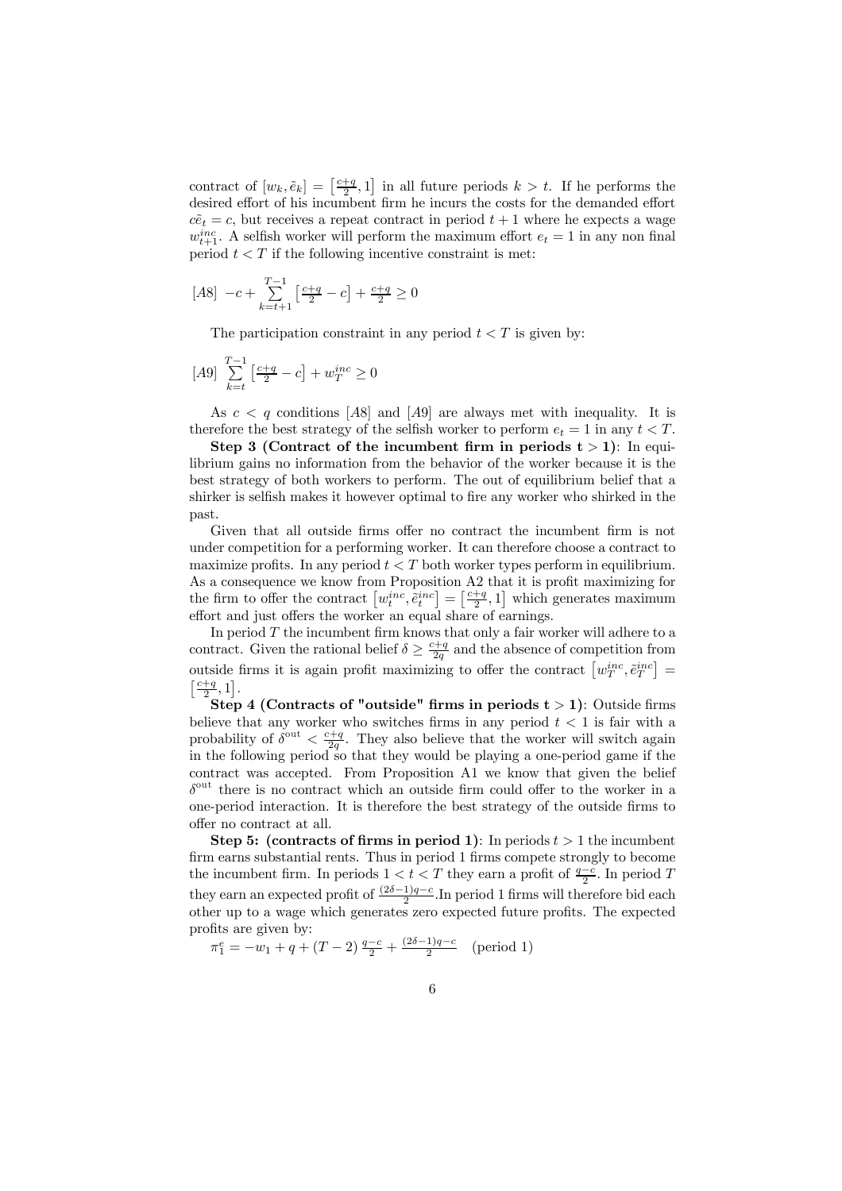contract of $[w_k, \tilde{e}_k] = \left[\frac{c+q}{2}, 1\right]$ in all future periods $k > t$. If he performs the desired effort of his incumbent firm he incurs the costs for the demanded effort $c\tilde{e}_t = c$, but receives a repeat contract in period $t+1$ where he expects a wage $w_{t+1}^{inc}$. A selfish worker will perform the maximum effort $e_t = 1$ in any non final period $t < T$ if the following incentive constraint is met:

$$[A8] \ -c + \sum_{k=t+1}^{T-1} \left[\tfrac{c+q}{2} - c\right] + \tfrac{c+q}{2} \geq 0$$

The participation constraint in any period $t < T$ is given by:

$$[A9] \ \sum_{k=t}^{T-1} \left[\tfrac{c+q}{2} - c\right] + w_T^{inc} \geq 0$$

As $c < q$ conditions $[A8]$ and $[A9]$ are always met with inequality. It is therefore the best strategy of the selfish worker to perform $e_t = 1$ in any $t < T$.

**Step 3 (Contract of the incumbent firm in periods $t > 1$)**: In equilibrium gains no information from the behavior of the worker because it is the best strategy of both workers to perform. The out of equilibrium belief that a shirker is selfish makes it however optimal to fire any worker who shirked in the past.

Given that all outside firms offer no contract the incumbent firm is not under competition for a performing worker. It can therefore choose a contract to maximize profits. In any period $t < T$ both worker types perform in equilibrium. As a consequence we know from Proposition A2 that it is profit maximizing for the firm to offer the contract $\left[w_t^{inc}, \tilde{e}_t^{inc}\right] = \left[\frac{c+q}{2}, 1\right]$ which generates maximum effort and just offers the worker an equal share of earnings.

In period $T$ the incumbent firm knows that only a fair worker will adhere to a contract. Given the rational belief $\delta \geq \frac{c+q}{2q}$ and the absence of competition from outside firms it is again profit maximizing to offer the contract $\left[w_T^{inc}, \tilde{e}_T^{inc}\right] = \left[\frac{c+q}{2}, 1\right]$.

**Step 4 (Contracts of "outside" firms in periods $t > 1$)**: Outside firms believe that any worker who switches firms in any period $t < 1$ is fair with a probability of $\delta^{\text{out}} < \frac{c+q}{2q}$. They also believe that the worker will switch again in the following period so that they would be playing a one-period game if the contract was accepted. From Proposition A1 we know that given the belief $\delta^{\text{out}}$ there is no contract which an outside firm could offer to the worker in a one-period interaction. It is therefore the best strategy of the outside firms to offer no contract at all.

**Step 5: (contracts of firms in period 1)**: In periods $t > 1$ the incumbent firm earns substantial rents. Thus in period 1 firms compete strongly to become the incumbent firm. In periods $1 < t < T$ they earn a profit of $\frac{q-c}{2}$. In period $T$ they earn an expected profit of $\frac{(2\delta-1)q-c}{2}$.In period 1 firms will therefore bid each other up to a wage which generates zero expected future profits. The expected profits are given by:

$\pi_1^e = -w_1 + q + (T-2)\,\frac{q-c}{2} + \frac{(2\delta-1)q-c}{2} \quad \text{(period 1)}$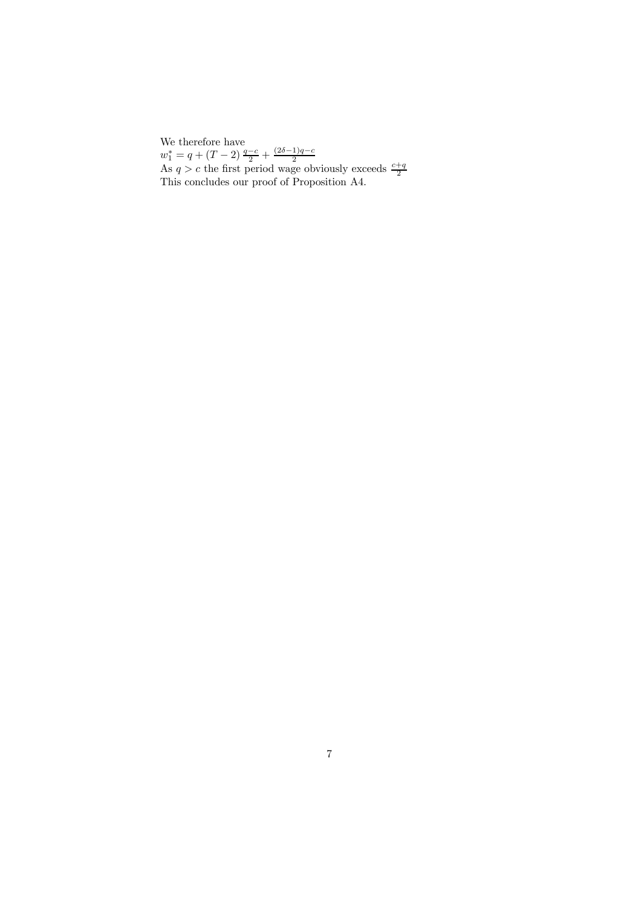We therefore have
$w_1^* = q + (T-2)\frac{q-c}{2} + \frac{(2\delta-1)q-c}{2}$
As $q > c$ the first period wage obviously exceeds $\frac{c+q}{2}$
This concludes our proof of Proposition A4.